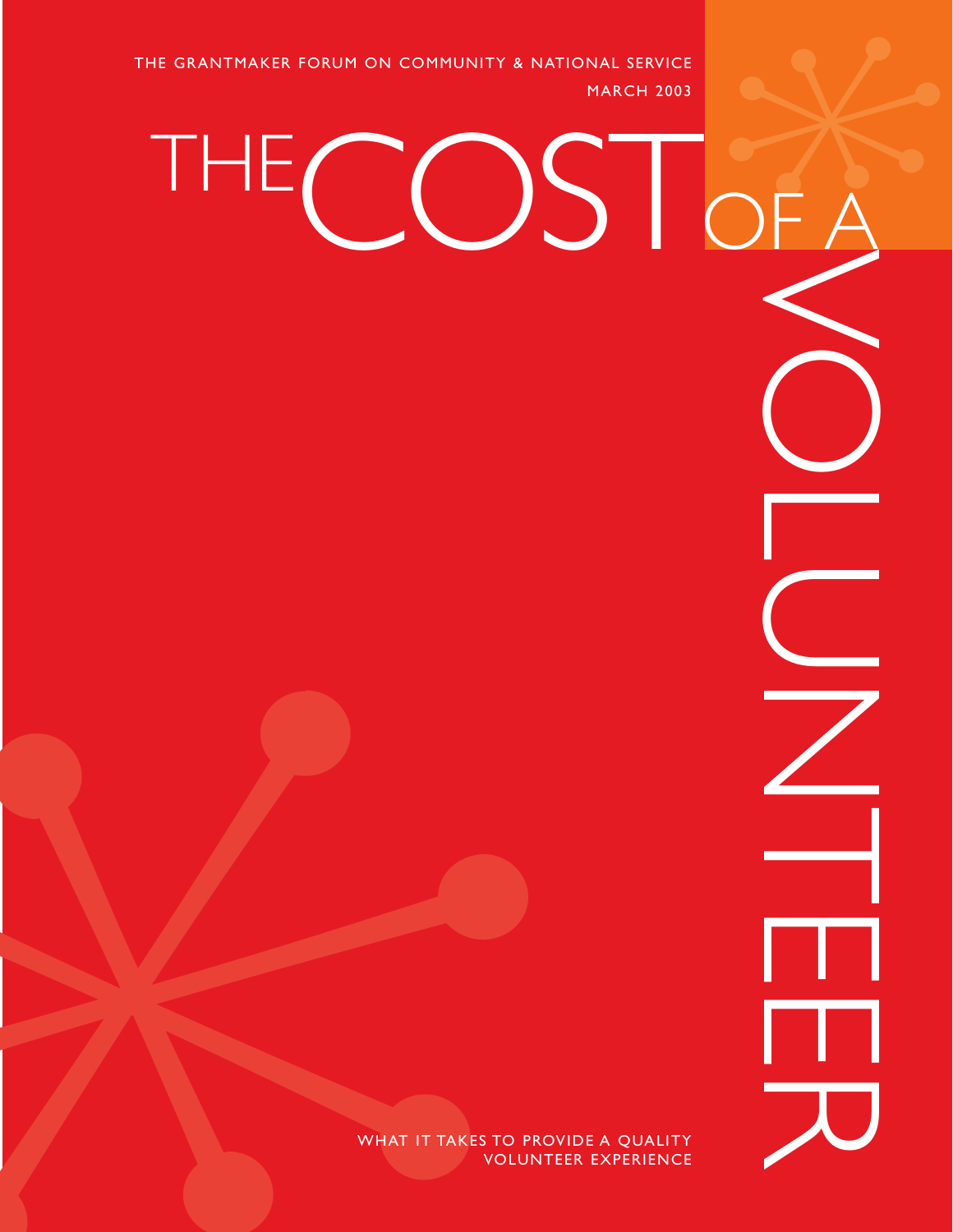THE GRANTMAKER FORUM ON COMMUNITY & NATIONAL SERVICE

MARCH 2003

# THE COST OF A VOLUNTEER

WHAT IT TAKES TO PROVIDE A QUALITY VOLUNTEER EXPERIENCE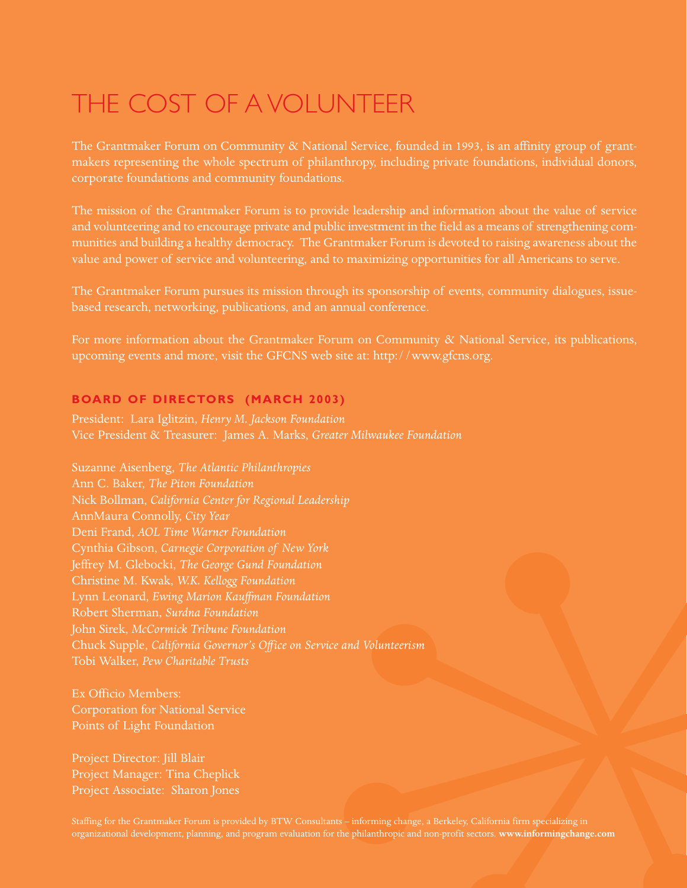# THE COST OF A VOLUNTEER

The Grantmaker Forum on Community & National Service, founded in 1993, is an affinity group of grantmakers representing the whole spectrum of philanthropy, including private foundations, individual donors, corporate foundations and community foundations.

The mission of the Grantmaker Forum is to provide leadership and information about the value of service and volunteering and to encourage private and public investment in the field as a means of strengthening communities and building a healthy democracy. The Grantmaker Forum is devoted to raising awareness about the value and power of service and volunteering, and to maximizing opportunities for all Americans to serve.

The Grantmaker Forum pursues its mission through its sponsorship of events, community dialogues, issue-based research, networking, publications, and an annual conference.

For more information about the Grantmaker Forum on Community & National Service, its publications, upcoming events and more, visit the GFCNS web site at: http://www.gfcns.org.

## BOARD OF DIRECTORS (MARCH 2003)

President: Lara Iglitzin, *Henry M. Jackson Foundation*
Vice President & Treasurer: James A. Marks, *Greater Milwaukee Foundation*

Suzanne Aisenberg, *The Atlantic Philanthropies*
Ann C. Baker, *The Piton Foundation*
Nick Bollman, *California Center for Regional Leadership*
AnnMaura Connolly, *City Year*
Deni Frand, *AOL Time Warner Foundation*
Cynthia Gibson, *Carnegie Corporation of New York*
Jeffrey M. Glebocki, *The George Gund Foundation*
Christine M. Kwak, *W.K. Kellogg Foundation*
Lynn Leonard, *Ewing Marion Kauffman Foundation*
Robert Sherman, *Surdna Foundation*
John Sirek, *McCormick Tribune Foundation*
Chuck Supple, *California Governor's Office on Service and Volunteerism*
Tobi Walker, *Pew Charitable Trusts*

Ex Officio Members:
Corporation for National Service
Points of Light Foundation

Project Director: Jill Blair
Project Manager: Tina Cheplick
Project Associate: Sharon Jones

Staffing for the Grantmaker Forum is provided by BTW Consultants – informing change, a Berkeley, California firm specializing in organizational development, planning, and program evaluation for the philanthropic and non-profit sectors. **www.informingchange.com**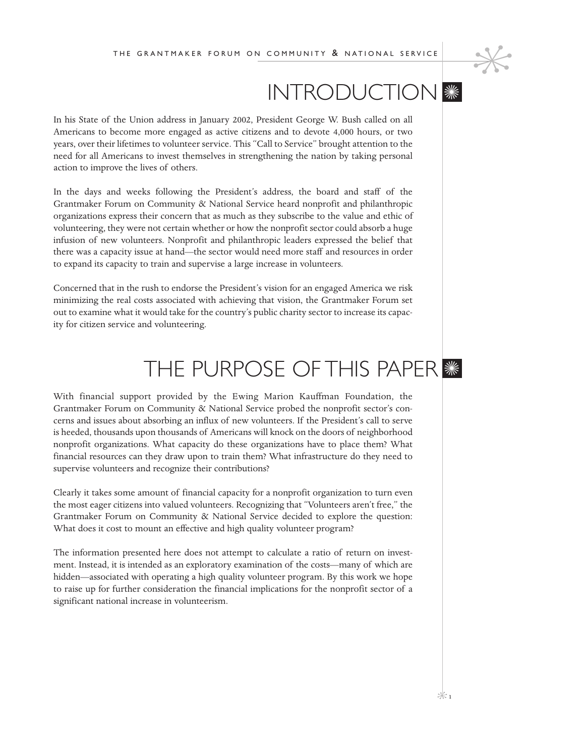# INTRODUCTION

In his State of the Union address in January 2002, President George W. Bush called on all Americans to become more engaged as active citizens and to devote 4,000 hours, or two years, over their lifetimes to volunteer service. This "Call to Service" brought attention to the need for all Americans to invest themselves in strengthening the nation by taking personal action to improve the lives of others.

In the days and weeks following the President's address, the board and staff of the Grantmaker Forum on Community & National Service heard nonprofit and philanthropic organizations express their concern that as much as they subscribe to the value and ethic of volunteering, they were not certain whether or how the nonprofit sector could absorb a huge infusion of new volunteers. Nonprofit and philanthropic leaders expressed the belief that there was a capacity issue at hand—the sector would need more staff and resources in order to expand its capacity to train and supervise a large increase in volunteers.

Concerned that in the rush to endorse the President's vision for an engaged America we risk minimizing the real costs associated with achieving that vision, the Grantmaker Forum set out to examine what it would take for the country's public charity sector to increase its capacity for citizen service and volunteering.

# THE PURPOSE OF THIS PAPER

With financial support provided by the Ewing Marion Kauffman Foundation, the Grantmaker Forum on Community & National Service probed the nonprofit sector's concerns and issues about absorbing an influx of new volunteers. If the President's call to serve is heeded, thousands upon thousands of Americans will knock on the doors of neighborhood nonprofit organizations. What capacity do these organizations have to place them? What financial resources can they draw upon to train them? What infrastructure do they need to supervise volunteers and recognize their contributions?

Clearly it takes some amount of financial capacity for a nonprofit organization to turn even the most eager citizens into valued volunteers. Recognizing that "Volunteers aren't free," the Grantmaker Forum on Community & National Service decided to explore the question: What does it cost to mount an effective and high quality volunteer program?

The information presented here does not attempt to calculate a ratio of return on investment. Instead, it is intended as an exploratory examination of the costs—many of which are hidden—associated with operating a high quality volunteer program. By this work we hope to raise up for further consideration the financial implications for the nonprofit sector of a significant national increase in volunteerism.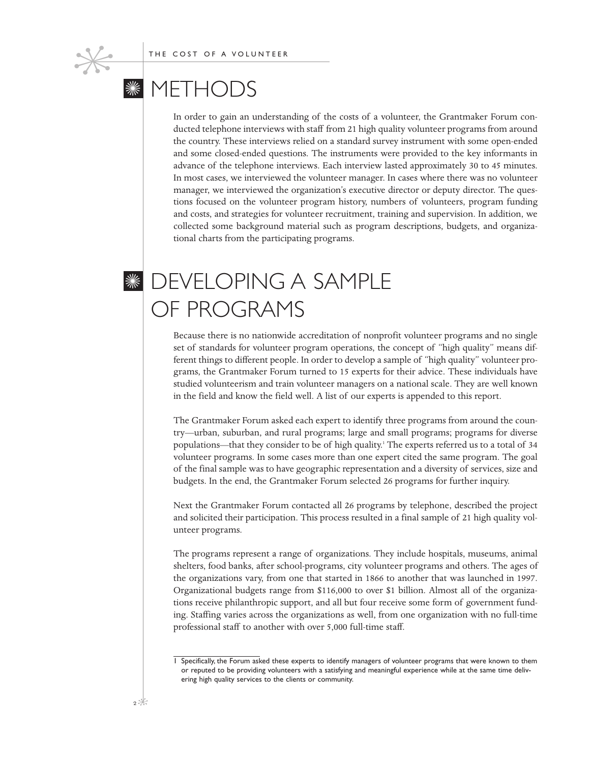# METHODS

In order to gain an understanding of the costs of a volunteer, the Grantmaker Forum conducted telephone interviews with staff from 21 high quality volunteer programs from around the country. These interviews relied on a standard survey instrument with some open-ended and some closed-ended questions. The instruments were provided to the key informants in advance of the telephone interviews. Each interview lasted approximately 30 to 45 minutes. In most cases, we interviewed the volunteer manager. In cases where there was no volunteer manager, we interviewed the organization's executive director or deputy director. The questions focused on the volunteer program history, numbers of volunteers, program funding and costs, and strategies for volunteer recruitment, training and supervision. In addition, we collected some background material such as program descriptions, budgets, and organizational charts from the participating programs.

# DEVELOPING A SAMPLE OF PROGRAMS

Because there is no nationwide accreditation of nonprofit volunteer programs and no single set of standards for volunteer program operations, the concept of "high quality" means different things to different people. In order to develop a sample of "high quality" volunteer programs, the Grantmaker Forum turned to 15 experts for their advice. These individuals have studied volunteerism and train volunteer managers on a national scale. They are well known in the field and know the field well. A list of our experts is appended to this report.

The Grantmaker Forum asked each expert to identify three programs from around the country—urban, suburban, and rural programs; large and small programs; programs for diverse populations—that they consider to be of high quality.[1] The experts referred us to a total of 34 volunteer programs. In some cases more than one expert cited the same program. The goal of the final sample was to have geographic representation and a diversity of services, size and budgets. In the end, the Grantmaker Forum selected 26 programs for further inquiry.

Next the Grantmaker Forum contacted all 26 programs by telephone, described the project and solicited their participation. This process resulted in a final sample of 21 high quality volunteer programs.

The programs represent a range of organizations. They include hospitals, museums, animal shelters, food banks, after school-programs, city volunteer programs and others. The ages of the organizations vary, from one that started in 1866 to another that was launched in 1997. Organizational budgets range from $116,000 to over $1 billion. Almost all of the organizations receive philanthropic support, and all but four receive some form of government funding. Staffing varies across the organizations as well, from one organization with no full-time professional staff to another with over 5,000 full-time staff.

---

1 Specifically, the Forum asked these experts to identify managers of volunteer programs that were known to them or reputed to be providing volunteers with a satisfying and meaningful experience while at the same time delivering high quality services to the clients or community.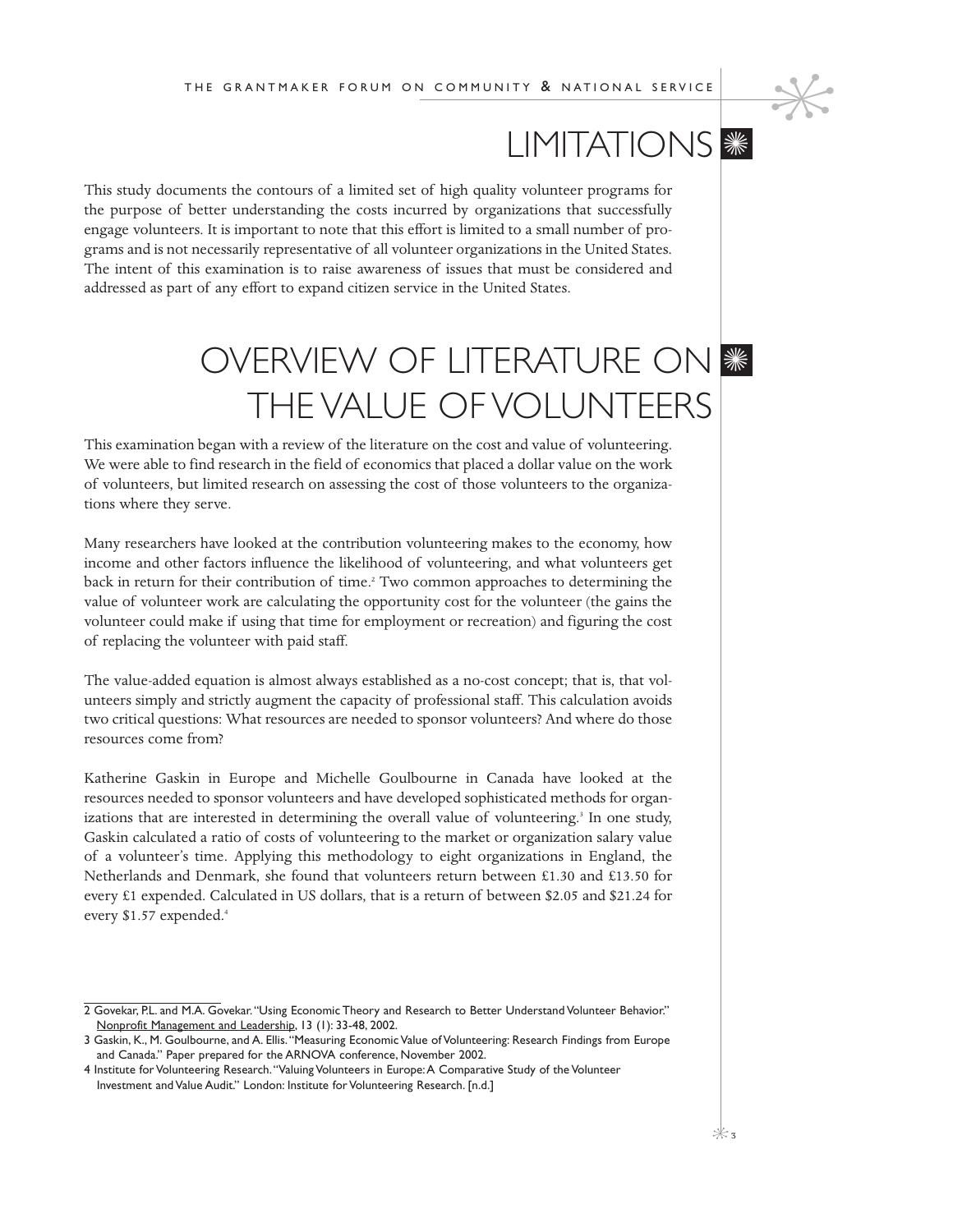# LIMITATIONS

This study documents the contours of a limited set of high quality volunteer programs for the purpose of better understanding the costs incurred by organizations that successfully engage volunteers. It is important to note that this effort is limited to a small number of programs and is not necessarily representative of all volunteer organizations in the United States. The intent of this examination is to raise awareness of issues that must be considered and addressed as part of any effort to expand citizen service in the United States.

# OVERVIEW OF LITERATURE ON THE VALUE OF VOLUNTEERS

This examination began with a review of the literature on the cost and value of volunteering. We were able to find research in the field of economics that placed a dollar value on the work of volunteers, but limited research on assessing the cost of those volunteers to the organizations where they serve.

Many researchers have looked at the contribution volunteering makes to the economy, how income and other factors influence the likelihood of volunteering, and what volunteers get back in return for their contribution of time.[2] Two common approaches to determining the value of volunteer work are calculating the opportunity cost for the volunteer (the gains the volunteer could make if using that time for employment or recreation) and figuring the cost of replacing the volunteer with paid staff.

The value-added equation is almost always established as a no-cost concept; that is, that volunteers simply and strictly augment the capacity of professional staff. This calculation avoids two critical questions: What resources are needed to sponsor volunteers? And where do those resources come from?

Katherine Gaskin in Europe and Michelle Goulbourne in Canada have looked at the resources needed to sponsor volunteers and have developed sophisticated methods for organizations that are interested in determining the overall value of volunteering.[3] In one study, Gaskin calculated a ratio of costs of volunteering to the market or organization salary value of a volunteer's time. Applying this methodology to eight organizations in England, the Netherlands and Denmark, she found that volunteers return between £1.30 and £13.50 for every £1 expended. Calculated in US dollars, that is a return of between $2.05 and $21.24 for every $1.57 expended.[4]

---

2 Govekar, P.L. and M.A. Govekar. "Using Economic Theory and Research to Better Understand Volunteer Behavior." Nonprofit Management and Leadership, 13 (1): 33-48, 2002.

3 Gaskin, K., M. Goulbourne, and A. Ellis. "Measuring Economic Value of Volunteering: Research Findings from Europe and Canada." Paper prepared for the ARNOVA conference, November 2002.

4 Institute for Volunteering Research. "Valuing Volunteers in Europe: A Comparative Study of the Volunteer Investment and Value Audit." London: Institute for Volunteering Research. [n.d.]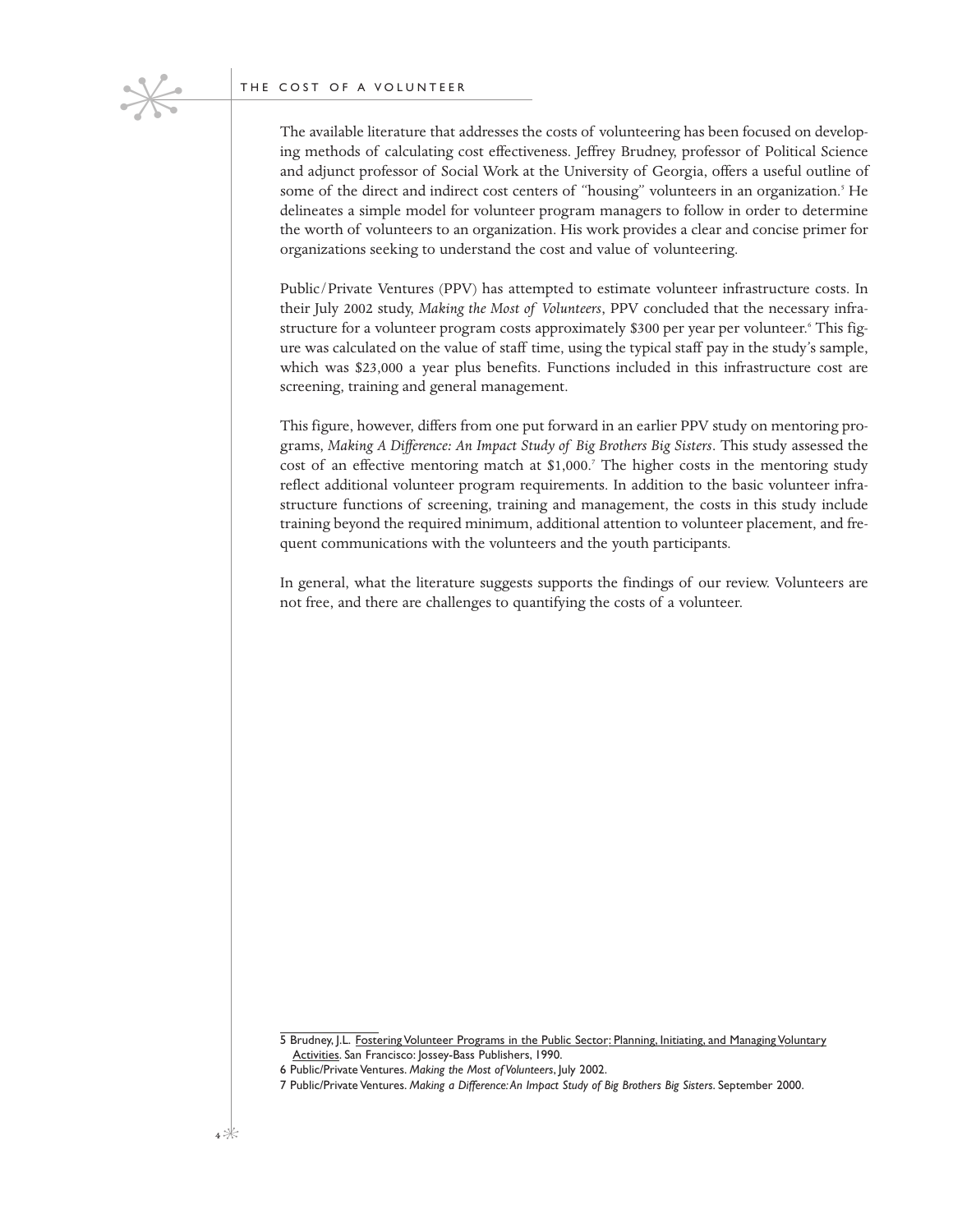The available literature that addresses the costs of volunteering has been focused on developing methods of calculating cost effectiveness. Jeffrey Brudney, professor of Political Science and adjunct professor of Social Work at the University of Georgia, offers a useful outline of some of the direct and indirect cost centers of "housing" volunteers in an organization.[5] He delineates a simple model for volunteer program managers to follow in order to determine the worth of volunteers to an organization. His work provides a clear and concise primer for organizations seeking to understand the cost and value of volunteering.

Public/Private Ventures (PPV) has attempted to estimate volunteer infrastructure costs. In their July 2002 study, *Making the Most of Volunteers*, PPV concluded that the necessary infrastructure for a volunteer program costs approximately $300 per year per volunteer.[6] This figure was calculated on the value of staff time, using the typical staff pay in the study's sample, which was $23,000 a year plus benefits. Functions included in this infrastructure cost are screening, training and general management.

This figure, however, differs from one put forward in an earlier PPV study on mentoring programs, *Making A Difference: An Impact Study of Big Brothers Big Sisters*. This study assessed the cost of an effective mentoring match at $1,000.[7] The higher costs in the mentoring study reflect additional volunteer program requirements. In addition to the basic volunteer infrastructure functions of screening, training and management, the costs in this study include training beyond the required minimum, additional attention to volunteer placement, and frequent communications with the volunteers and the youth participants.

In general, what the literature suggests supports the findings of our review. Volunteers are not free, and there are challenges to quantifying the costs of a volunteer.

---

5 Brudney, J.L. Fostering Volunteer Programs in the Public Sector: Planning, Initiating, and Managing Voluntary Activities. San Francisco: Jossey-Bass Publishers, 1990.

6 Public/Private Ventures. *Making the Most of Volunteers*, July 2002.

7 Public/Private Ventures. *Making a Difference: An Impact Study of Big Brothers Big Sisters*. September 2000.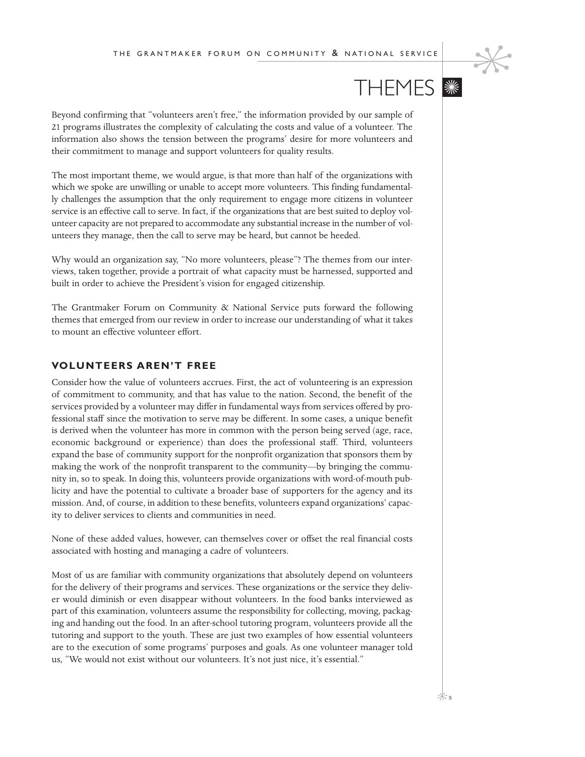# THEMES

Beyond confirming that "volunteers aren't free," the information provided by our sample of 21 programs illustrates the complexity of calculating the costs and value of a volunteer. The information also shows the tension between the programs' desire for more volunteers and their commitment to manage and support volunteers for quality results.

The most important theme, we would argue, is that more than half of the organizations with which we spoke are unwilling or unable to accept more volunteers. This finding fundamentally challenges the assumption that the only requirement to engage more citizens in volunteer service is an effective call to serve. In fact, if the organizations that are best suited to deploy volunteer capacity are not prepared to accommodate any substantial increase in the number of volunteers they manage, then the call to serve may be heard, but cannot be heeded.

Why would an organization say, "No more volunteers, please"? The themes from our interviews, taken together, provide a portrait of what capacity must be harnessed, supported and built in order to achieve the President's vision for engaged citizenship.

The Grantmaker Forum on Community & National Service puts forward the following themes that emerged from our review in order to increase our understanding of what it takes to mount an effective volunteer effort.

## VOLUNTEERS AREN'T FREE

Consider how the value of volunteers accrues. First, the act of volunteering is an expression of commitment to community, and that has value to the nation. Second, the benefit of the services provided by a volunteer may differ in fundamental ways from services offered by professional staff since the motivation to serve may be different. In some cases, a unique benefit is derived when the volunteer has more in common with the person being served (age, race, economic background or experience) than does the professional staff. Third, volunteers expand the base of community support for the nonprofit organization that sponsors them by making the work of the nonprofit transparent to the community—by bringing the community in, so to speak. In doing this, volunteers provide organizations with word-of-mouth publicity and have the potential to cultivate a broader base of supporters for the agency and its mission. And, of course, in addition to these benefits, volunteers expand organizations' capacity to deliver services to clients and communities in need.

None of these added values, however, can themselves cover or offset the real financial costs associated with hosting and managing a cadre of volunteers.

Most of us are familiar with community organizations that absolutely depend on volunteers for the delivery of their programs and services. These organizations or the service they deliver would diminish or even disappear without volunteers. In the food banks interviewed as part of this examination, volunteers assume the responsibility for collecting, moving, packaging and handing out the food. In an after-school tutoring program, volunteers provide all the tutoring and support to the youth. These are just two examples of how essential volunteers are to the execution of some programs' purposes and goals. As one volunteer manager told us, "We would not exist without our volunteers. It's not just nice, it's essential."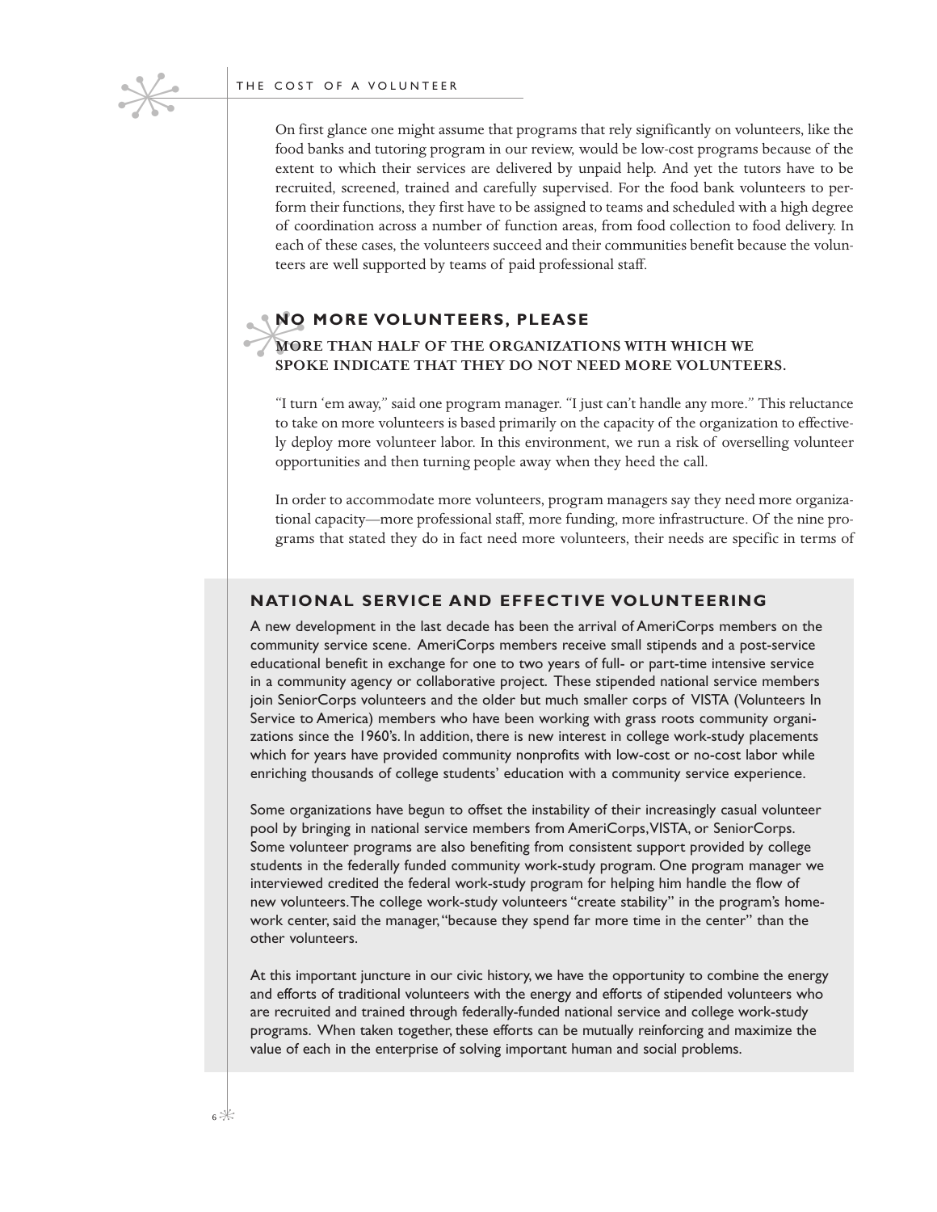On first glance one might assume that programs that rely significantly on volunteers, like the food banks and tutoring program in our review, would be low-cost programs because of the extent to which their services are delivered by unpaid help. And yet the tutors have to be recruited, screened, trained and carefully supervised. For the food bank volunteers to perform their functions, they first have to be assigned to teams and scheduled with a high degree of coordination across a number of function areas, from food collection to food delivery. In each of these cases, the volunteers succeed and their communities benefit because the volunteers are well supported by teams of paid professional staff.

## NO MORE VOLUNTEERS, PLEASE

### MORE THAN HALF OF THE ORGANIZATIONS WITH WHICH WE SPOKE INDICATE THAT THEY DO NOT NEED MORE VOLUNTEERS.

"I turn 'em away," said one program manager. "I just can't handle any more." This reluctance to take on more volunteers is based primarily on the capacity of the organization to effectively deploy more volunteer labor. In this environment, we run a risk of overselling volunteer opportunities and then turning people away when they heed the call.

In order to accommodate more volunteers, program managers say they need more organizational capacity—more professional staff, more funding, more infrastructure. Of the nine programs that stated they do in fact need more volunteers, their needs are specific in terms of

## NATIONAL SERVICE AND EFFECTIVE VOLUNTEERING

A new development in the last decade has been the arrival of AmeriCorps members on the community service scene. AmeriCorps members receive small stipends and a post-service educational benefit in exchange for one to two years of full- or part-time intensive service in a community agency or collaborative project. These stipended national service members join SeniorCorps volunteers and the older but much smaller corps of VISTA (Volunteers In Service to America) members who have been working with grass roots community organizations since the 1960's. In addition, there is new interest in college work-study placements which for years have provided community nonprofits with low-cost or no-cost labor while enriching thousands of college students' education with a community service experience.

Some organizations have begun to offset the instability of their increasingly casual volunteer pool by bringing in national service members from AmeriCorps, VISTA, or SeniorCorps. Some volunteer programs are also benefiting from consistent support provided by college students in the federally funded community work-study program. One program manager we interviewed credited the federal work-study program for helping him handle the flow of new volunteers. The college work-study volunteers "create stability" in the program's homework center, said the manager, "because they spend far more time in the center" than the other volunteers.

At this important juncture in our civic history, we have the opportunity to combine the energy and efforts of traditional volunteers with the energy and efforts of stipended volunteers who are recruited and trained through federally-funded national service and college work-study programs. When taken together, these efforts can be mutually reinforcing and maximize the value of each in the enterprise of solving important human and social problems.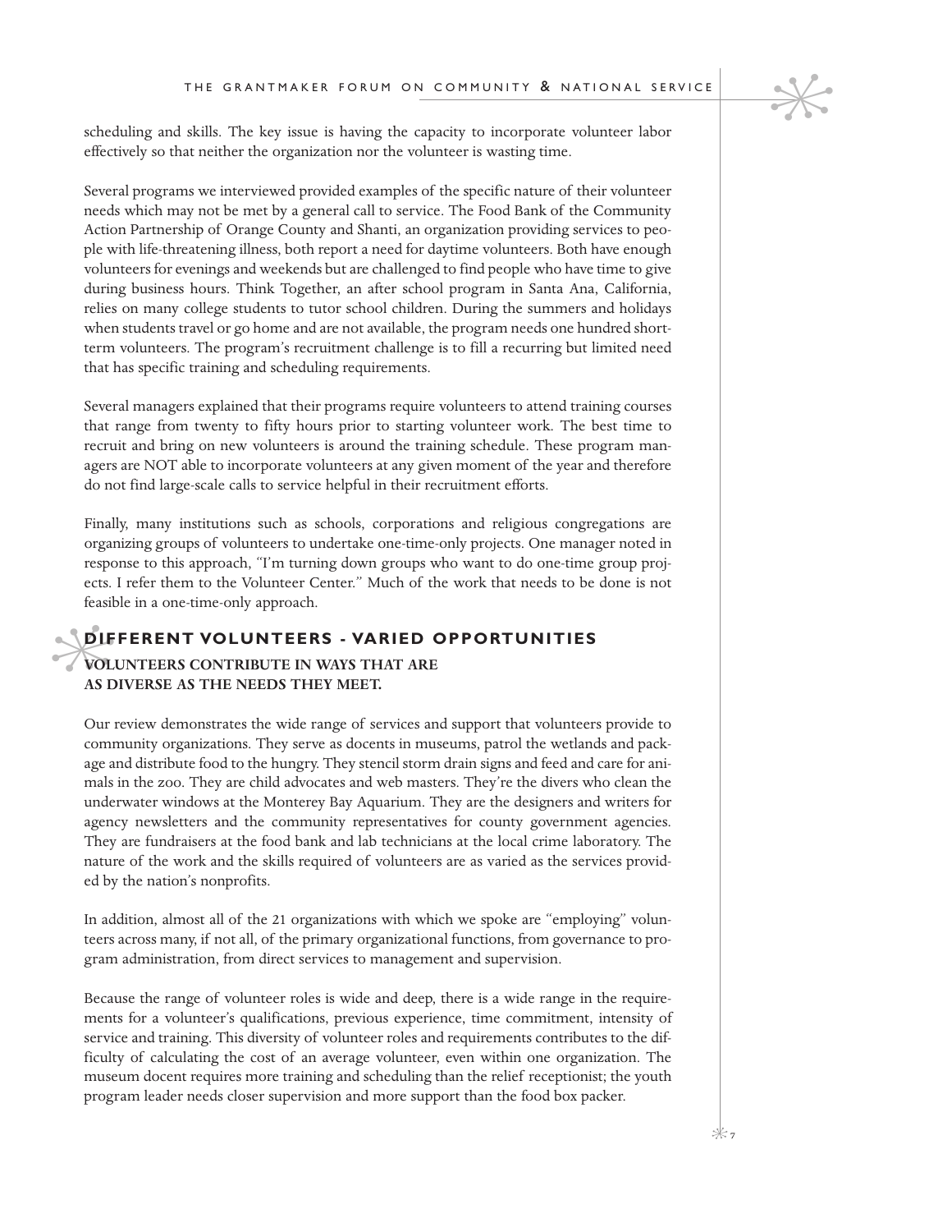scheduling and skills. The key issue is having the capacity to incorporate volunteer labor effectively so that neither the organization nor the volunteer is wasting time.

Several programs we interviewed provided examples of the specific nature of their volunteer needs which may not be met by a general call to service. The Food Bank of the Community Action Partnership of Orange County and Shanti, an organization providing services to people with life-threatening illness, both report a need for daytime volunteers. Both have enough volunteers for evenings and weekends but are challenged to find people who have time to give during business hours. Think Together, an after school program in Santa Ana, California, relies on many college students to tutor school children. During the summers and holidays when students travel or go home and are not available, the program needs one hundred short-term volunteers. The program's recruitment challenge is to fill a recurring but limited need that has specific training and scheduling requirements.

Several managers explained that their programs require volunteers to attend training courses that range from twenty to fifty hours prior to starting volunteer work. The best time to recruit and bring on new volunteers is around the training schedule. These program managers are NOT able to incorporate volunteers at any given moment of the year and therefore do not find large-scale calls to service helpful in their recruitment efforts.

Finally, many institutions such as schools, corporations and religious congregations are organizing groups of volunteers to undertake one-time-only projects. One manager noted in response to this approach, "I'm turning down groups who want to do one-time group projects. I refer them to the Volunteer Center." Much of the work that needs to be done is not feasible in a one-time-only approach.

## DIFFERENT VOLUNTEERS - VARIED OPPORTUNITIES

**VOLUNTEERS CONTRIBUTE IN WAYS THAT ARE AS DIVERSE AS THE NEEDS THEY MEET.**

Our review demonstrates the wide range of services and support that volunteers provide to community organizations. They serve as docents in museums, patrol the wetlands and package and distribute food to the hungry. They stencil storm drain signs and feed and care for animals in the zoo. They are child advocates and web masters. They're the divers who clean the underwater windows at the Monterey Bay Aquarium. They are the designers and writers for agency newsletters and the community representatives for county government agencies. They are fundraisers at the food bank and lab technicians at the local crime laboratory. The nature of the work and the skills required of volunteers are as varied as the services provided by the nation's nonprofits.

In addition, almost all of the 21 organizations with which we spoke are "employing" volunteers across many, if not all, of the primary organizational functions, from governance to program administration, from direct services to management and supervision.

Because the range of volunteer roles is wide and deep, there is a wide range in the requirements for a volunteer's qualifications, previous experience, time commitment, intensity of service and training. This diversity of volunteer roles and requirements contributes to the difficulty of calculating the cost of an average volunteer, even within one organization. The museum docent requires more training and scheduling than the relief receptionist; the youth program leader needs closer supervision and more support than the food box packer.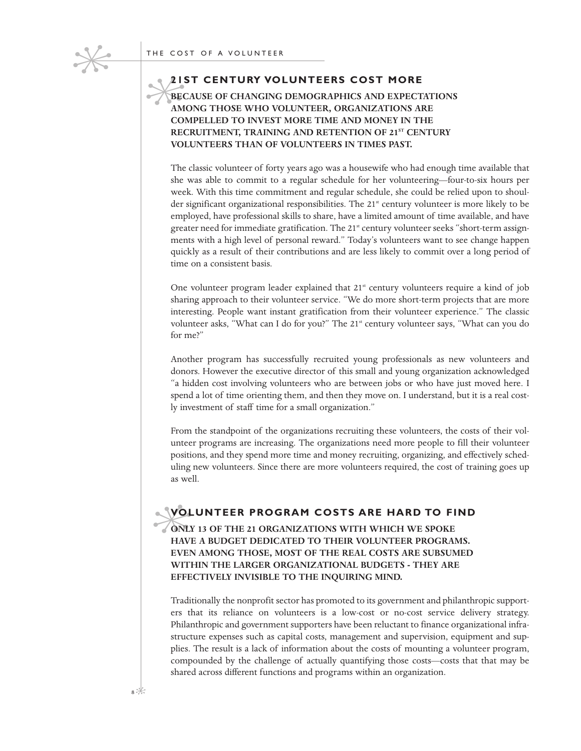## 21ST CENTURY VOLUNTEERS COST MORE

**BECAUSE OF CHANGING DEMOGRAPHICS AND EXPECTATIONS AMONG THOSE WHO VOLUNTEER, ORGANIZATIONS ARE COMPELLED TO INVEST MORE TIME AND MONEY IN THE RECRUITMENT, TRAINING AND RETENTION OF 21ST CENTURY VOLUNTEERS THAN OF VOLUNTEERS IN TIMES PAST.**

The classic volunteer of forty years ago was a housewife who had enough time available that she was able to commit to a regular schedule for her volunteering—four-to-six hours per week. With this time commitment and regular schedule, she could be relied upon to shoulder significant organizational responsibilities. The 21st century volunteer is more likely to be employed, have professional skills to share, have a limited amount of time available, and have greater need for immediate gratification. The 21st century volunteer seeks "short-term assignments with a high level of personal reward." Today's volunteers want to see change happen quickly as a result of their contributions and are less likely to commit over a long period of time on a consistent basis.

One volunteer program leader explained that 21st century volunteers require a kind of job sharing approach to their volunteer service. "We do more short-term projects that are more interesting. People want instant gratification from their volunteer experience." The classic volunteer asks, "What can I do for you?" The 21st century volunteer says, "What can you do for me?"

Another program has successfully recruited young professionals as new volunteers and donors. However the executive director of this small and young organization acknowledged "a hidden cost involving volunteers who are between jobs or who have just moved here. I spend a lot of time orienting them, and then they move on. I understand, but it is a real costly investment of staff time for a small organization."

From the standpoint of the organizations recruiting these volunteers, the costs of their volunteer programs are increasing. The organizations need more people to fill their volunteer positions, and they spend more time and money recruiting, organizing, and effectively scheduling new volunteers. Since there are more volunteers required, the cost of training goes up as well.

## VOLUNTEER PROGRAM COSTS ARE HARD TO FIND

**ONLY 13 OF THE 21 ORGANIZATIONS WITH WHICH WE SPOKE HAVE A BUDGET DEDICATED TO THEIR VOLUNTEER PROGRAMS. EVEN AMONG THOSE, MOST OF THE REAL COSTS ARE SUBSUMED WITHIN THE LARGER ORGANIZATIONAL BUDGETS - THEY ARE EFFECTIVELY INVISIBLE TO THE INQUIRING MIND.**

Traditionally the nonprofit sector has promoted to its government and philanthropic supporters that its reliance on volunteers is a low-cost or no-cost service delivery strategy. Philanthropic and government supporters have been reluctant to finance organizational infrastructure expenses such as capital costs, management and supervision, equipment and supplies. The result is a lack of information about the costs of mounting a volunteer program, compounded by the challenge of actually quantifying those costs—costs that that may be shared across different functions and programs within an organization.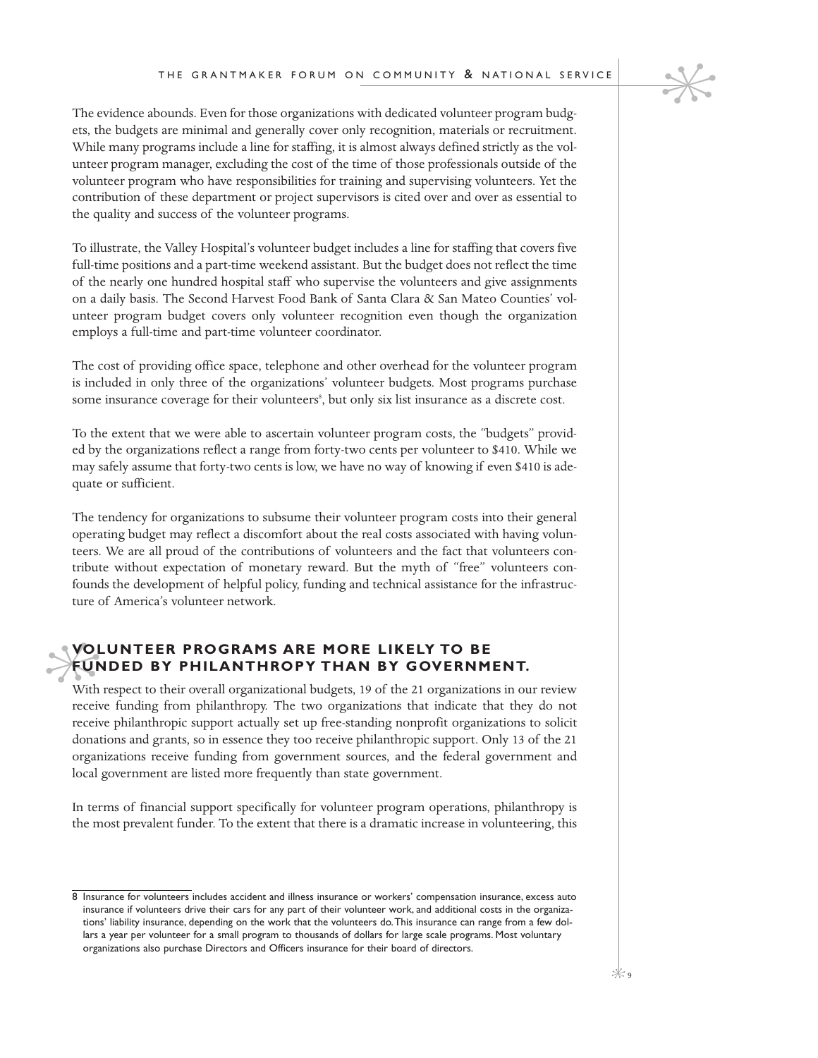The evidence abounds. Even for those organizations with dedicated volunteer program budgets, the budgets are minimal and generally cover only recognition, materials or recruitment. While many programs include a line for staffing, it is almost always defined strictly as the volunteer program manager, excluding the cost of the time of those professionals outside of the volunteer program who have responsibilities for training and supervising volunteers. Yet the contribution of these department or project supervisors is cited over and over as essential to the quality and success of the volunteer programs.

To illustrate, the Valley Hospital's volunteer budget includes a line for staffing that covers five full-time positions and a part-time weekend assistant. But the budget does not reflect the time of the nearly one hundred hospital staff who supervise the volunteers and give assignments on a daily basis. The Second Harvest Food Bank of Santa Clara & San Mateo Counties' volunteer program budget covers only volunteer recognition even though the organization employs a full-time and part-time volunteer coordinator.

The cost of providing office space, telephone and other overhead for the volunteer program is included in only three of the organizations' volunteer budgets. Most programs purchase some insurance coverage for their volunteers[8], but only six list insurance as a discrete cost.

To the extent that we were able to ascertain volunteer program costs, the "budgets" provided by the organizations reflect a range from forty-two cents per volunteer to $410. While we may safely assume that forty-two cents is low, we have no way of knowing if even $410 is adequate or sufficient.

The tendency for organizations to subsume their volunteer program costs into their general operating budget may reflect a discomfort about the real costs associated with having volunteers. We are all proud of the contributions of volunteers and the fact that volunteers contribute without expectation of monetary reward. But the myth of "free" volunteers confounds the development of helpful policy, funding and technical assistance for the infrastructure of America's volunteer network.

## VOLUNTEER PROGRAMS ARE MORE LIKELY TO BE FUNDED BY PHILANTHROPY THAN BY GOVERNMENT.

With respect to their overall organizational budgets, 19 of the 21 organizations in our review receive funding from philanthropy. The two organizations that indicate that they do not receive philanthropic support actually set up free-standing nonprofit organizations to solicit donations and grants, so in essence they too receive philanthropic support. Only 13 of the 21 organizations receive funding from government sources, and the federal government and local government are listed more frequently than state government.

In terms of financial support specifically for volunteer program operations, philanthropy is the most prevalent funder. To the extent that there is a dramatic increase in volunteering, this

---

8 Insurance for volunteers includes accident and illness insurance or workers' compensation insurance, excess auto insurance if volunteers drive their cars for any part of their volunteer work, and additional costs in the organizations' liability insurance, depending on the work that the volunteers do. This insurance can range from a few dollars a year per volunteer for a small program to thousands of dollars for large scale programs. Most voluntary organizations also purchase Directors and Officers insurance for their board of directors.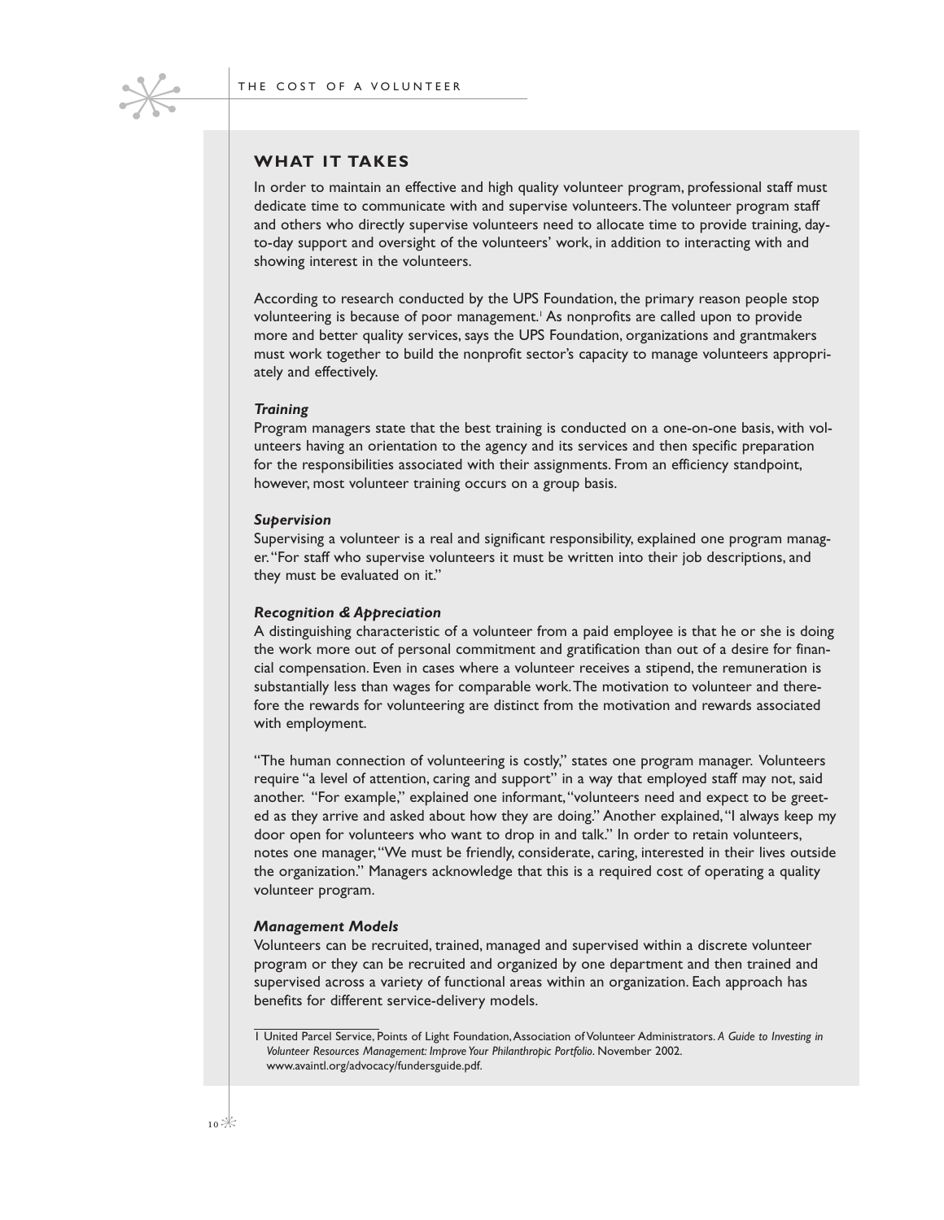## WHAT IT TAKES

In order to maintain an effective and high quality volunteer program, professional staff must dedicate time to communicate with and supervise volunteers. The volunteer program staff and others who directly supervise volunteers need to allocate time to provide training, day-to-day support and oversight of the volunteers' work, in addition to interacting with and showing interest in the volunteers.

According to research conducted by the UPS Foundation, the primary reason people stop volunteering is because of poor management.[1] As nonprofits are called upon to provide more and better quality services, says the UPS Foundation, organizations and grantmakers must work together to build the nonprofit sector's capacity to manage volunteers appropriately and effectively.

### *Training*

Program managers state that the best training is conducted on a one-on-one basis, with volunteers having an orientation to the agency and its services and then specific preparation for the responsibilities associated with their assignments. From an efficiency standpoint, however, most volunteer training occurs on a group basis.

### *Supervision*

Supervising a volunteer is a real and significant responsibility, explained one program manager. "For staff who supervise volunteers it must be written into their job descriptions, and they must be evaluated on it."

### *Recognition & Appreciation*

A distinguishing characteristic of a volunteer from a paid employee is that he or she is doing the work more out of personal commitment and gratification than out of a desire for financial compensation. Even in cases where a volunteer receives a stipend, the remuneration is substantially less than wages for comparable work. The motivation to volunteer and therefore the rewards for volunteering are distinct from the motivation and rewards associated with employment.

"The human connection of volunteering is costly," states one program manager. Volunteers require "a level of attention, caring and support" in a way that employed staff may not, said another. "For example," explained one informant, "volunteers need and expect to be greeted as they arrive and asked about how they are doing." Another explained, "I always keep my door open for volunteers who want to drop in and talk." In order to retain volunteers, notes one manager, "We must be friendly, considerate, caring, interested in their lives outside the organization." Managers acknowledge that this is a required cost of operating a quality volunteer program.

### *Management Models*

Volunteers can be recruited, trained, managed and supervised within a discrete volunteer program or they can be recruited and organized by one department and then trained and supervised across a variety of functional areas within an organization. Each approach has benefits for different service-delivery models.

---

1 United Parcel Service, Points of Light Foundation, Association of Volunteer Administrators. *A Guide to Investing in Volunteer Resources Management: Improve Your Philanthropic Portfolio.* November 2002. www.avaintl.org/advocacy/fundersguide.pdf.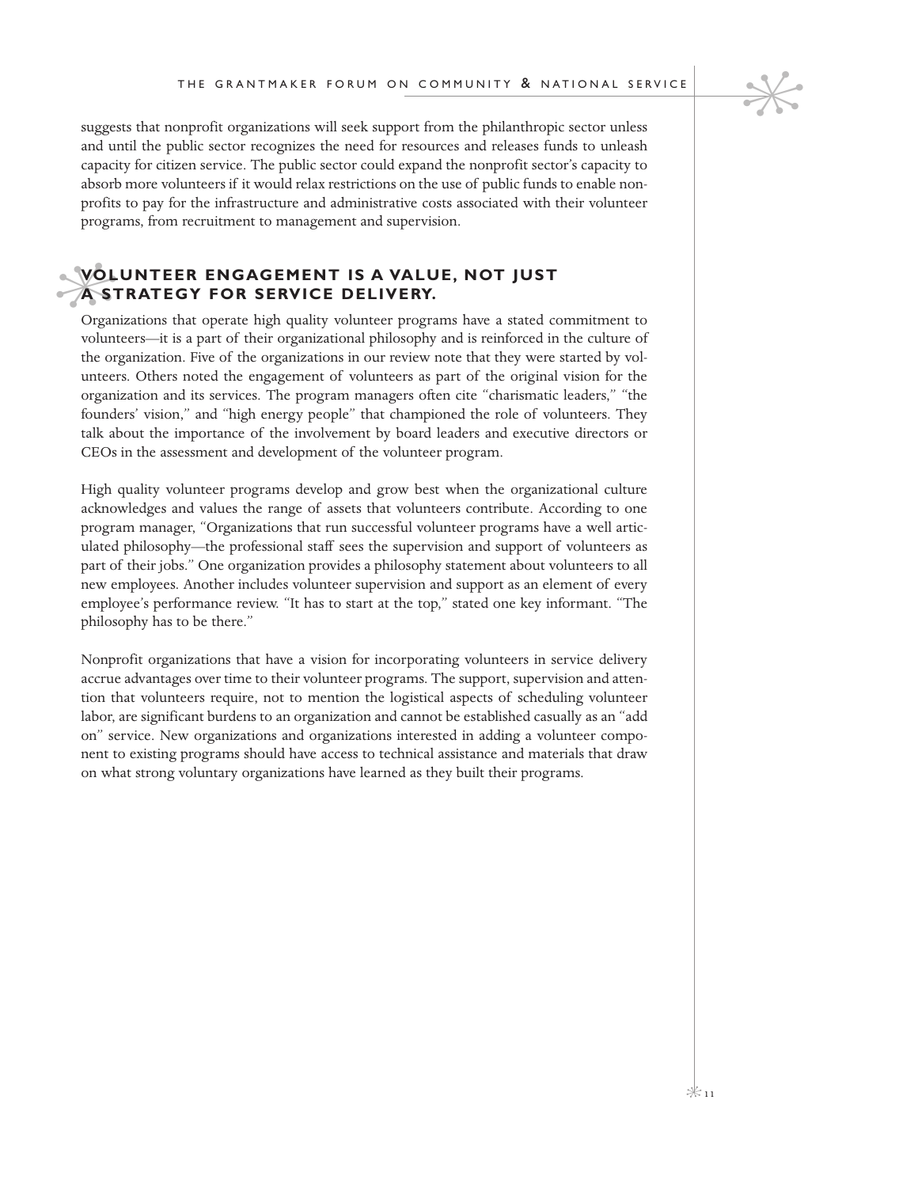suggests that nonprofit organizations will seek support from the philanthropic sector unless and until the public sector recognizes the need for resources and releases funds to unleash capacity for citizen service. The public sector could expand the nonprofit sector's capacity to absorb more volunteers if it would relax restrictions on the use of public funds to enable nonprofits to pay for the infrastructure and administrative costs associated with their volunteer programs, from recruitment to management and supervision.

## VOLUNTEER ENGAGEMENT IS A VALUE, NOT JUST A STRATEGY FOR SERVICE DELIVERY.

Organizations that operate high quality volunteer programs have a stated commitment to volunteers—it is a part of their organizational philosophy and is reinforced in the culture of the organization. Five of the organizations in our review note that they were started by volunteers. Others noted the engagement of volunteers as part of the original vision for the organization and its services. The program managers often cite "charismatic leaders," "the founders' vision," and "high energy people" that championed the role of volunteers. They talk about the importance of the involvement by board leaders and executive directors or CEOs in the assessment and development of the volunteer program.

High quality volunteer programs develop and grow best when the organizational culture acknowledges and values the range of assets that volunteers contribute. According to one program manager, "Organizations that run successful volunteer programs have a well articulated philosophy—the professional staff sees the supervision and support of volunteers as part of their jobs." One organization provides a philosophy statement about volunteers to all new employees. Another includes volunteer supervision and support as an element of every employee's performance review. "It has to start at the top," stated one key informant. "The philosophy has to be there."

Nonprofit organizations that have a vision for incorporating volunteers in service delivery accrue advantages over time to their volunteer programs. The support, supervision and attention that volunteers require, not to mention the logistical aspects of scheduling volunteer labor, are significant burdens to an organization and cannot be established casually as an "add on" service. New organizations and organizations interested in adding a volunteer component to existing programs should have access to technical assistance and materials that draw on what strong voluntary organizations have learned as they built their programs.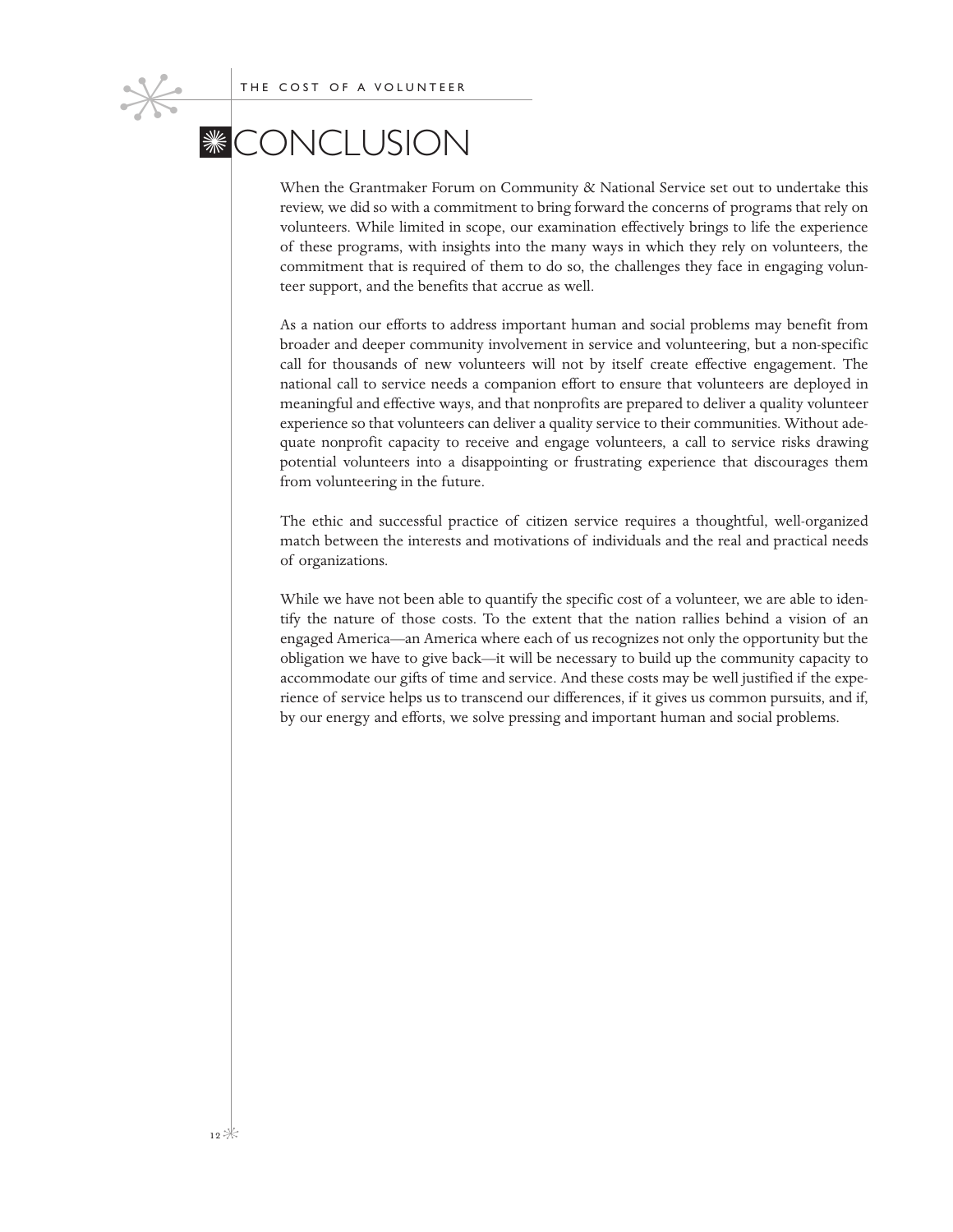# CONCLUSION

When the Grantmaker Forum on Community & National Service set out to undertake this review, we did so with a commitment to bring forward the concerns of programs that rely on volunteers. While limited in scope, our examination effectively brings to life the experience of these programs, with insights into the many ways in which they rely on volunteers, the commitment that is required of them to do so, the challenges they face in engaging volunteer support, and the benefits that accrue as well.

As a nation our efforts to address important human and social problems may benefit from broader and deeper community involvement in service and volunteering, but a non-specific call for thousands of new volunteers will not by itself create effective engagement. The national call to service needs a companion effort to ensure that volunteers are deployed in meaningful and effective ways, and that nonprofits are prepared to deliver a quality volunteer experience so that volunteers can deliver a quality service to their communities. Without adequate nonprofit capacity to receive and engage volunteers, a call to service risks drawing potential volunteers into a disappointing or frustrating experience that discourages them from volunteering in the future.

The ethic and successful practice of citizen service requires a thoughtful, well-organized match between the interests and motivations of individuals and the real and practical needs of organizations.

While we have not been able to quantify the specific cost of a volunteer, we are able to identify the nature of those costs. To the extent that the nation rallies behind a vision of an engaged America—an America where each of us recognizes not only the opportunity but the obligation we have to give back—it will be necessary to build up the community capacity to accommodate our gifts of time and service. And these costs may be well justified if the experience of service helps us to transcend our differences, if it gives us common pursuits, and if, by our energy and efforts, we solve pressing and important human and social problems.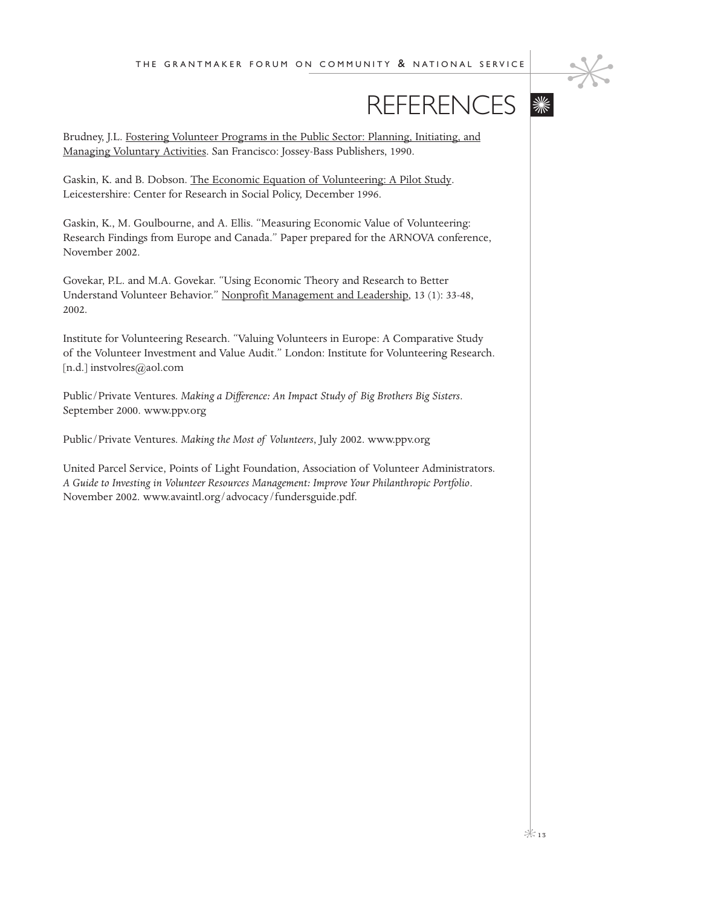# REFERENCES

Brudney, J.L. Fostering Volunteer Programs in the Public Sector: Planning, Initiating, and Managing Voluntary Activities. San Francisco: Jossey-Bass Publishers, 1990.

Gaskin, K. and B. Dobson. The Economic Equation of Volunteering: A Pilot Study. Leicestershire: Center for Research in Social Policy, December 1996.

Gaskin, K., M. Goulbourne, and A. Ellis. "Measuring Economic Value of Volunteering: Research Findings from Europe and Canada." Paper prepared for the ARNOVA conference, November 2002.

Govekar, P.L. and M.A. Govekar. "Using Economic Theory and Research to Better Understand Volunteer Behavior." Nonprofit Management and Leadership, 13 (1): 33-48, 2002.

Institute for Volunteering Research. "Valuing Volunteers in Europe: A Comparative Study of the Volunteer Investment and Value Audit." London: Institute for Volunteering Research. [n.d.] instvolres@aol.com

Public/Private Ventures. *Making a Difference: An Impact Study of Big Brothers Big Sisters*. September 2000. www.ppv.org

Public/Private Ventures. *Making the Most of Volunteers*, July 2002. www.ppv.org

United Parcel Service, Points of Light Foundation, Association of Volunteer Administrators. *A Guide to Investing in Volunteer Resources Management: Improve Your Philanthropic Portfolio*. November 2002. www.avaintl.org/advocacy/fundersguide.pdf.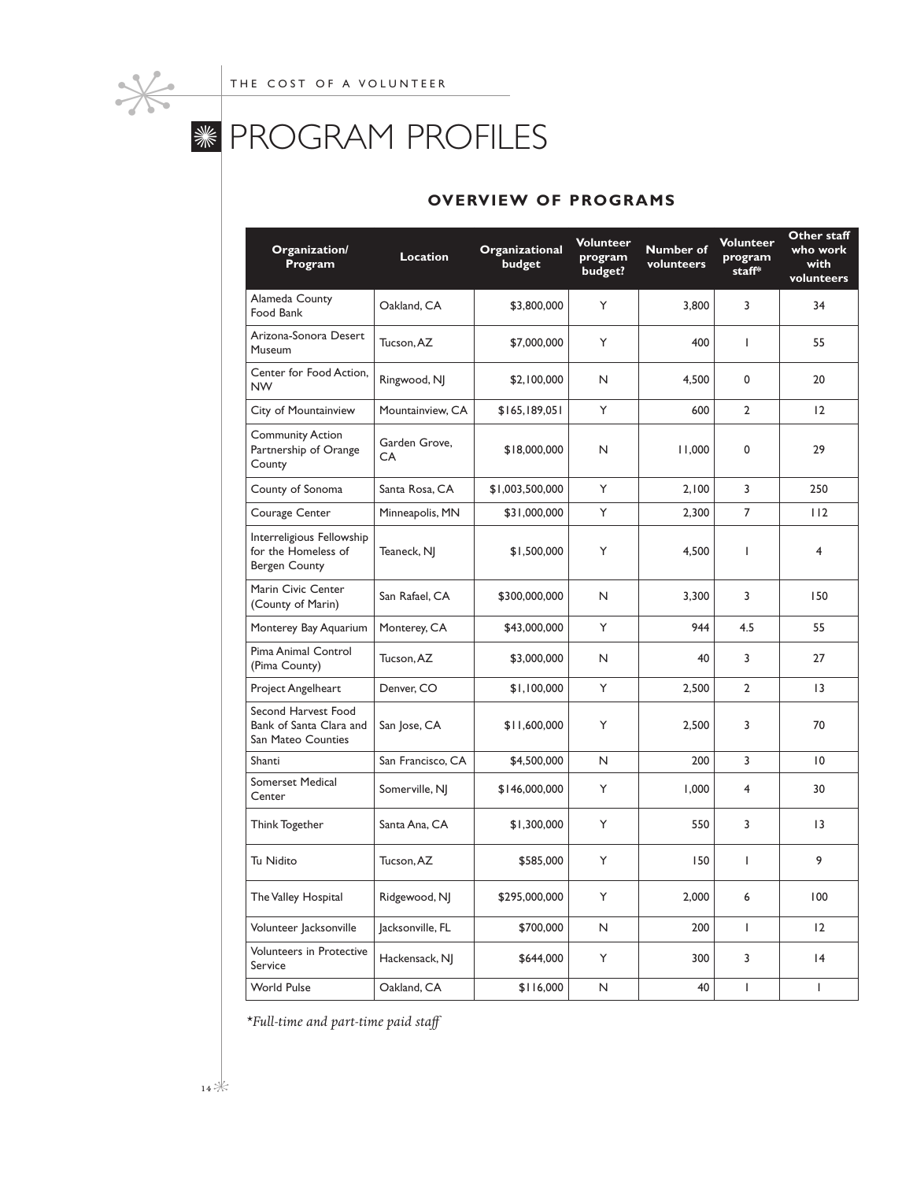# PROGRAM PROFILES

## OVERVIEW OF PROGRAMS

| Organization/ Program | Location | Organizational budget | Volunteer program budget? | Number of volunteers | Volunteer program staff* | Other staff who work with volunteers |
|---|---|---|---|---|---|---|
| Alameda County Food Bank | Oakland, CA | $3,800,000 | Y | 3,800 | 3 | 34 |
| Arizona-Sonora Desert Museum | Tucson, AZ | $7,000,000 | Y | 400 | 1 | 55 |
| Center for Food Action, NW | Ringwood, NJ | $2,100,000 | N | 4,500 | 0 | 20 |
| City of Mountainview | Mountainview, CA | $165,189,051 | Y | 600 | 2 | 12 |
| Community Action Partnership of Orange County | Garden Grove, CA | $18,000,000 | N | 11,000 | 0 | 29 |
| County of Sonoma | Santa Rosa, CA | $1,003,500,000 | Y | 2,100 | 3 | 250 |
| Courage Center | Minneapolis, MN | $31,000,000 | Y | 2,300 | 7 | 112 |
| Interreligious Fellowship for the Homeless of Bergen County | Teaneck, NJ | $1,500,000 | Y | 4,500 | 1 | 4 |
| Marin Civic Center (County of Marin) | San Rafael, CA | $300,000,000 | N | 3,300 | 3 | 150 |
| Monterey Bay Aquarium | Monterey, CA | $43,000,000 | Y | 944 | 4.5 | 55 |
| Pima Animal Control (Pima County) | Tucson, AZ | $3,000,000 | N | 40 | 3 | 27 |
| Project Angelheart | Denver, CO | $1,100,000 | Y | 2,500 | 2 | 13 |
| Second Harvest Food Bank of Santa Clara and San Mateo Counties | San Jose, CA | $11,600,000 | Y | 2,500 | 3 | 70 |
| Shanti | San Francisco, CA | $4,500,000 | N | 200 | 3 | 10 |
| Somerset Medical Center | Somerville, NJ | $146,000,000 | Y | 1,000 | 4 | 30 |
| Think Together | Santa Ana, CA | $1,300,000 | Y | 550 | 3 | 13 |
| Tu Nidito | Tucson, AZ | $585,000 | Y | 150 | 1 | 9 |
| The Valley Hospital | Ridgewood, NJ | $295,000,000 | Y | 2,000 | 6 | 100 |
| Volunteer Jacksonville | Jacksonville, FL | $700,000 | N | 200 | 1 | 12 |
| Volunteers in Protective Service | Hackensack, NJ | $644,000 | Y | 300 | 3 | 14 |
| World Pulse | Oakland, CA | $116,000 | N | 40 | 1 | 1 |

*\*Full-time and part-time paid staff*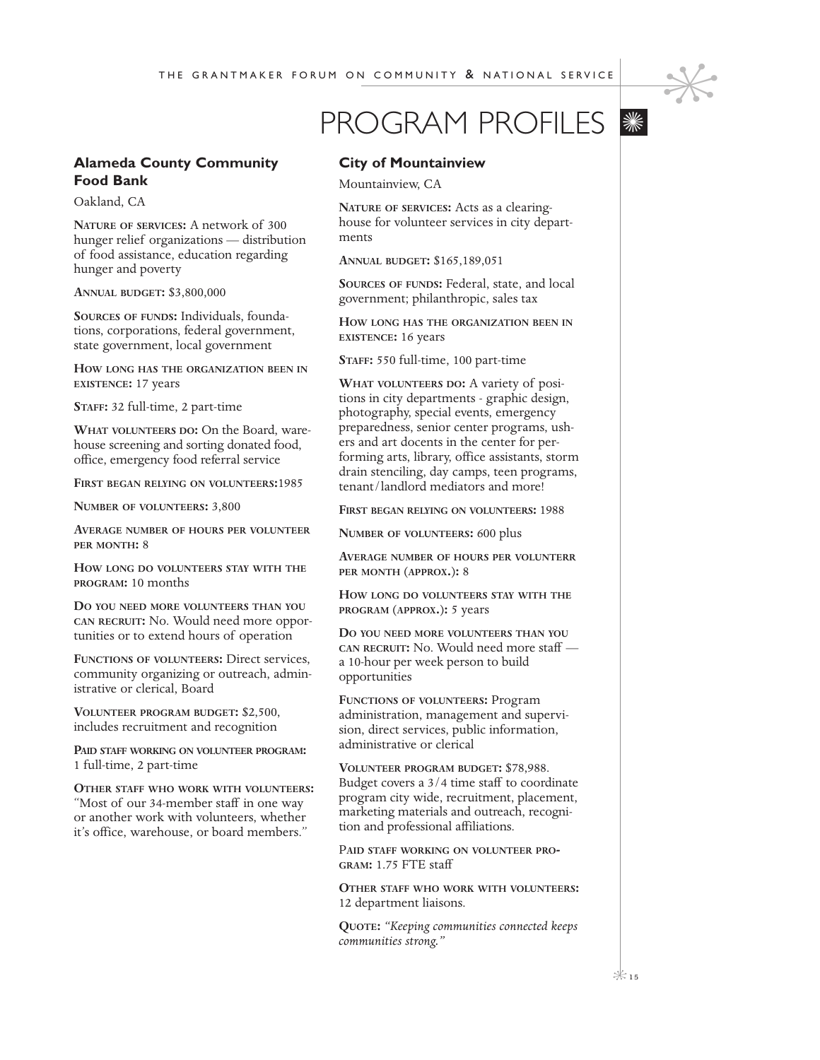# PROGRAM PROFILES

## Alameda County Community Food Bank

Oakland, CA

**Nature of services:** A network of 300 hunger relief organizations — distribution of food assistance, education regarding hunger and poverty

**Annual budget:** $3,800,000

**Sources of funds:** Individuals, foundations, corporations, federal government, state government, local government

**How long has the organization been in existence:** 17 years

**Staff:** 32 full-time, 2 part-time

**What volunteers do:** On the Board, warehouse screening and sorting donated food, office, emergency food referral service

**First began relying on volunteers:** 1985

**Number of volunteers:** 3,800

**Average number of hours per volunteer per month:** 8

**How long do volunteers stay with the program:** 10 months

**Do you need more volunteers than you can recruit:** No. Would need more opportunities or to extend hours of operation

**Functions of volunteers:** Direct services, community organizing or outreach, administrative or clerical, Board

**Volunteer program budget:** $2,500, includes recruitment and recognition

**Paid staff working on volunteer program:** 1 full-time, 2 part-time

**Other staff who work with volunteers:** "Most of our 34-member staff in one way or another work with volunteers, whether it's office, warehouse, or board members."

## City of Mountainview

Mountainview, CA

**Nature of services:** Acts as a clearinghouse for volunteer services in city departments

**Annual budget:** $165,189,051

**Sources of funds:** Federal, state, and local government; philanthropic, sales tax

**How long has the organization been in existence:** 16 years

**Staff:** 550 full-time, 100 part-time

**What volunteers do:** A variety of positions in city departments - graphic design, photography, special events, emergency preparedness, senior center programs, ushers and art docents in the center for performing arts, library, office assistants, storm drain stenciling, day camps, teen programs, tenant/landlord mediators and more!

**First began relying on volunteers:** 1988

**Number of volunteers:** 600 plus

**Average number of hours per volunterr per month (approx.):** 8

**How long do volunteers stay with the program (approx.):** 5 years

**Do you need more volunteers than you can recruit:** No. Would need more staff — a 10-hour per week person to build opportunities

**Functions of volunteers:** Program administration, management and supervision, direct services, public information, administrative or clerical

**Volunteer program budget:** $78,988. Budget covers a 3/4 time staff to coordinate program city wide, recruitment, placement, marketing materials and outreach, recognition and professional affiliations.

**Paid staff working on volunteer program:** 1.75 FTE staff

**Other staff who work with volunteers:** 12 department liaisons.

**Quote:** *"Keeping communities connected keeps communities strong."*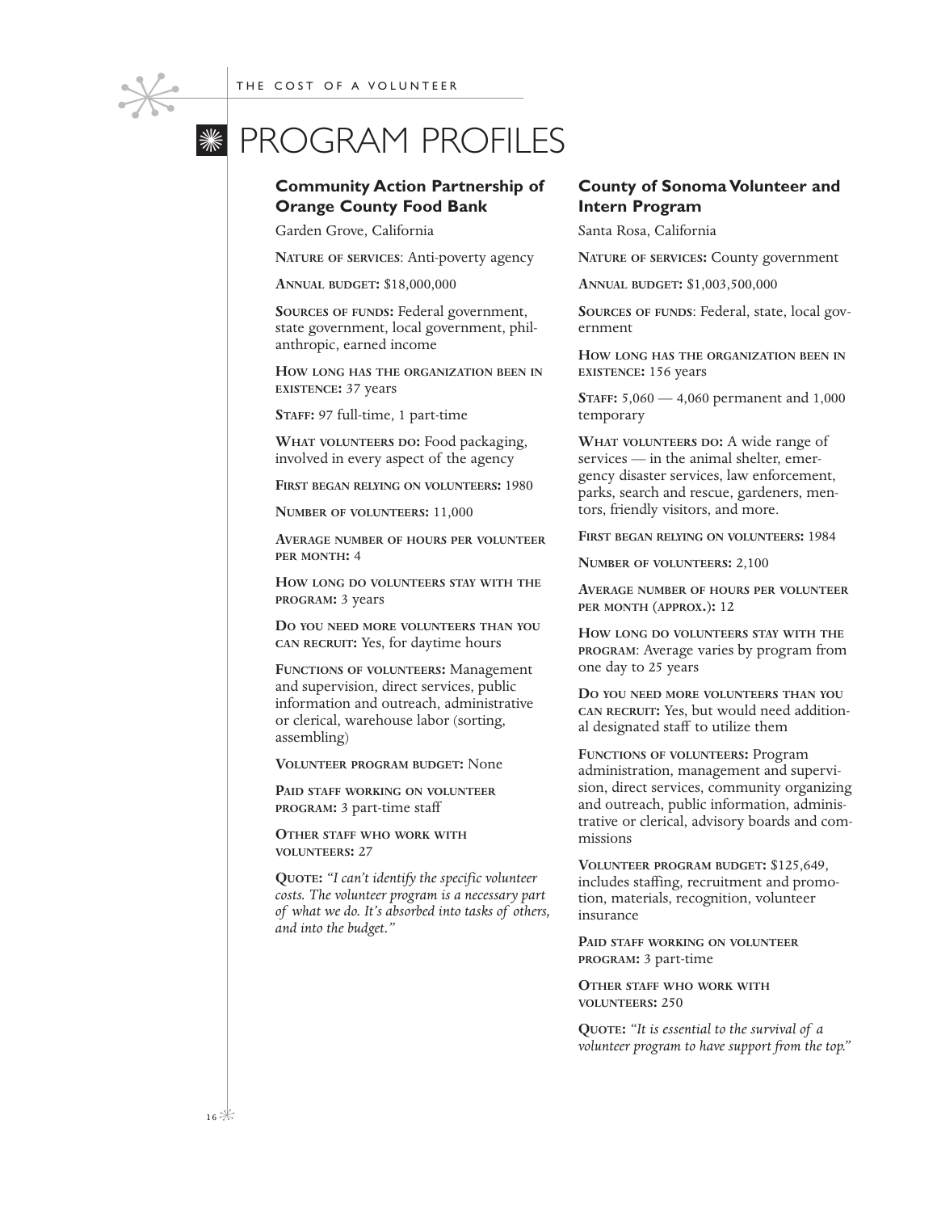# PROGRAM PROFILES

## Community Action Partnership of Orange County Food Bank

Garden Grove, California

**Nature of services**: Anti-poverty agency

**Annual budget:** $18,000,000

**Sources of funds:** Federal government, state government, local government, philanthropic, earned income

**How long has the organization been in existence:** 37 years

**Staff:** 97 full-time, 1 part-time

**What volunteers do:** Food packaging, involved in every aspect of the agency

**First began relying on volunteers:** 1980

**Number of volunteers:** 11,000

**Average number of hours per volunteer per month:** 4

**How long do volunteers stay with the program:** 3 years

**Do you need more volunteers than you can recruit:** Yes, for daytime hours

**Functions of volunteers:** Management and supervision, direct services, public information and outreach, administrative or clerical, warehouse labor (sorting, assembling)

**Volunteer program budget:** None

**Paid staff working on volunteer program:** 3 part-time staff

**Other staff who work with volunteers:** 27

**Quote:** *"I can't identify the specific volunteer costs. The volunteer program is a necessary part of what we do. It's absorbed into tasks of others, and into the budget."*

## County of Sonoma Volunteer and Intern Program

Santa Rosa, California

**Nature of services:** County government

**Annual budget:** $1,003,500,000

**Sources of funds**: Federal, state, local government

**How long has the organization been in existence:** 156 years

**Staff:** 5,060 — 4,060 permanent and 1,000 temporary

**What volunteers do:** A wide range of services — in the animal shelter, emergency disaster services, law enforcement, parks, search and rescue, gardeners, mentors, friendly visitors, and more.

**First began relying on volunteers:** 1984

**Number of volunteers:** 2,100

**Average number of hours per volunteer per month (approx.):** 12

**How long do volunteers stay with the program**: Average varies by program from one day to 25 years

**Do you need more volunteers than you can recruit:** Yes, but would need additional designated staff to utilize them

**Functions of volunteers:** Program administration, management and supervision, direct services, community organizing and outreach, public information, administrative or clerical, advisory boards and commissions

**Volunteer program budget:** $125,649, includes staffing, recruitment and promotion, materials, recognition, volunteer insurance

**Paid staff working on volunteer program:** 3 part-time

**Other staff who work with volunteers:** 250

**Quote:** *"It is essential to the survival of a volunteer program to have support from the top."*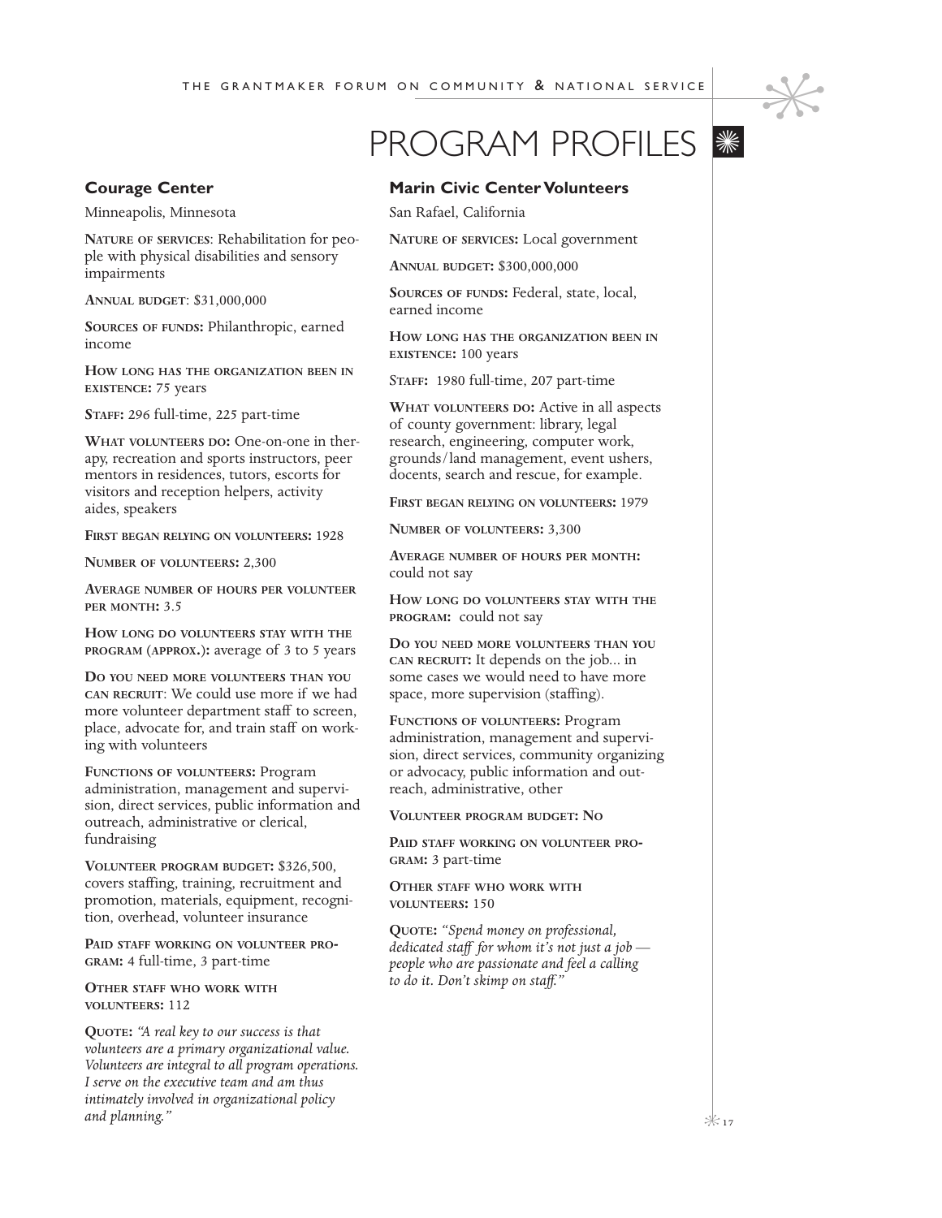# PROGRAM PROFILES

## Courage Center

Minneapolis, Minnesota

**Nature of services**: Rehabilitation for people with physical disabilities and sensory impairments

**Annual budget**: $31,000,000

**Sources of funds:** Philanthropic, earned income

**How long has the organization been in existence:** 75 years

**Staff:** 296 full-time, 225 part-time

**What volunteers do:** One-on-one in therapy, recreation and sports instructors, peer mentors in residences, tutors, escorts for visitors and reception helpers, activity aides, speakers

**First began relying on volunteers:** 1928

**Number of volunteers:** 2,300

**Average number of hours per volunteer per month:** 3.5

**How long do volunteers stay with the program (approx.):** average of 3 to 5 years

**Do you need more volunteers than you can recruit**: We could use more if we had more volunteer department staff to screen, place, advocate for, and train staff on working with volunteers

**Functions of volunteers:** Program administration, management and supervision, direct services, public information and outreach, administrative or clerical, fundraising

**Volunteer program budget:** $326,500, covers staffing, training, recruitment and promotion, materials, equipment, recognition, overhead, volunteer insurance

**Paid staff working on volunteer program:** 4 full-time, 3 part-time

**Other staff who work with volunteers:** 112

**Quote:** *"A real key to our success is that volunteers are a primary organizational value. Volunteers are integral to all program operations. I serve on the executive team and am thus intimately involved in organizational policy and planning."*

## Marin Civic Center Volunteers

San Rafael, California

**Nature of services:** Local government

**Annual budget:** $300,000,000

**Sources of funds:** Federal, state, local, earned income

**How long has the organization been in existence:** 100 years

**Staff:** 1980 full-time, 207 part-time

**What volunteers do:** Active in all aspects of county government: library, legal research, engineering, computer work, grounds/land management, event ushers, docents, search and rescue, for example.

**First began relying on volunteers:** 1979

**Number of volunteers:** 3,300

**Average number of hours per month:** could not say

**How long do volunteers stay with the program:** could not say

**Do you need more volunteers than you can recruit:** It depends on the job... in some cases we would need to have more space, more supervision (staffing).

**Functions of volunteers:** Program administration, management and supervision, direct services, community organizing or advocacy, public information and outreach, administrative, other

**Volunteer program budget: No**

**Paid staff working on volunteer program:** 3 part-time

**Other staff who work with volunteers:** 150

**Quote:** *"Spend money on professional, dedicated staff for whom it's not just a job — people who are passionate and feel a calling to do it. Don't skimp on staff."*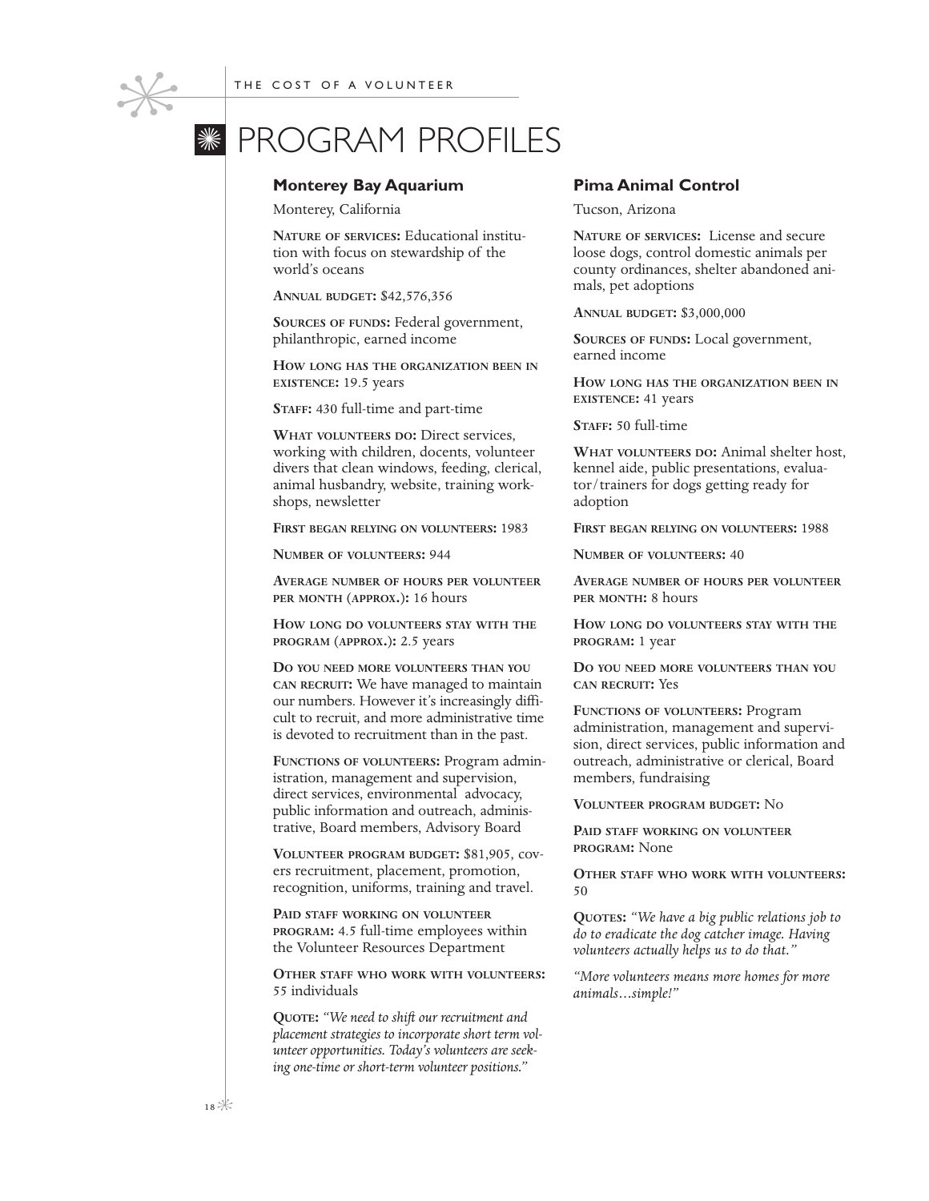# PROGRAM PROFILES

## Monterey Bay Aquarium

Monterey, California

**Nature of services:** Educational institution with focus on stewardship of the world's oceans

**Annual budget:** $42,576,356

**Sources of funds:** Federal government, philanthropic, earned income

**How long has the organization been in existence:** 19.5 years

**Staff:** 430 full-time and part-time

**What volunteers do:** Direct services, working with children, docents, volunteer divers that clean windows, feeding, clerical, animal husbandry, website, training workshops, newsletter

**First began relying on volunteers:** 1983

**Number of volunteers:** 944

**Average number of hours per volunteer per month (approx.):** 16 hours

**How long do volunteers stay with the program (approx.):** 2.5 years

**Do you need more volunteers than you can recruit:** We have managed to maintain our numbers. However it's increasingly difficult to recruit, and more administrative time is devoted to recruitment than in the past.

**Functions of volunteers:** Program administration, management and supervision, direct services, environmental advocacy, public information and outreach, administrative, Board members, Advisory Board

**Volunteer program budget:** $81,905, covers recruitment, placement, promotion, recognition, uniforms, training and travel.

**Paid staff working on volunteer program:** 4.5 full-time employees within the Volunteer Resources Department

**Other staff who work with volunteers:** 55 individuals

**Quote:** *"We need to shift our recruitment and placement strategies to incorporate short term volunteer opportunities. Today's volunteers are seeking one-time or short-term volunteer positions."*

## Pima Animal Control

Tucson, Arizona

**Nature of services:** License and secure loose dogs, control domestic animals per county ordinances, shelter abandoned animals, pet adoptions

**Annual budget:** $3,000,000

**Sources of funds:** Local government, earned income

**How long has the organization been in existence:** 41 years

**Staff:** 50 full-time

**What volunteers do:** Animal shelter host, kennel aide, public presentations, evaluator/trainers for dogs getting ready for adoption

**First began relying on volunteers:** 1988

**Number of volunteers:** 40

**Average number of hours per volunteer per month:** 8 hours

**How long do volunteers stay with the program:** 1 year

**Do you need more volunteers than you can recruit:** Yes

**Functions of volunteers:** Program administration, management and supervision, direct services, public information and outreach, administrative or clerical, Board members, fundraising

**Volunteer program budget:** No

**Paid staff working on volunteer program:** None

**Other staff who work with volunteers:** 50

**Quotes:** *"We have a big public relations job to do to eradicate the dog catcher image. Having volunteers actually helps us to do that."*

*"More volunteers means more homes for more animals…simple!"*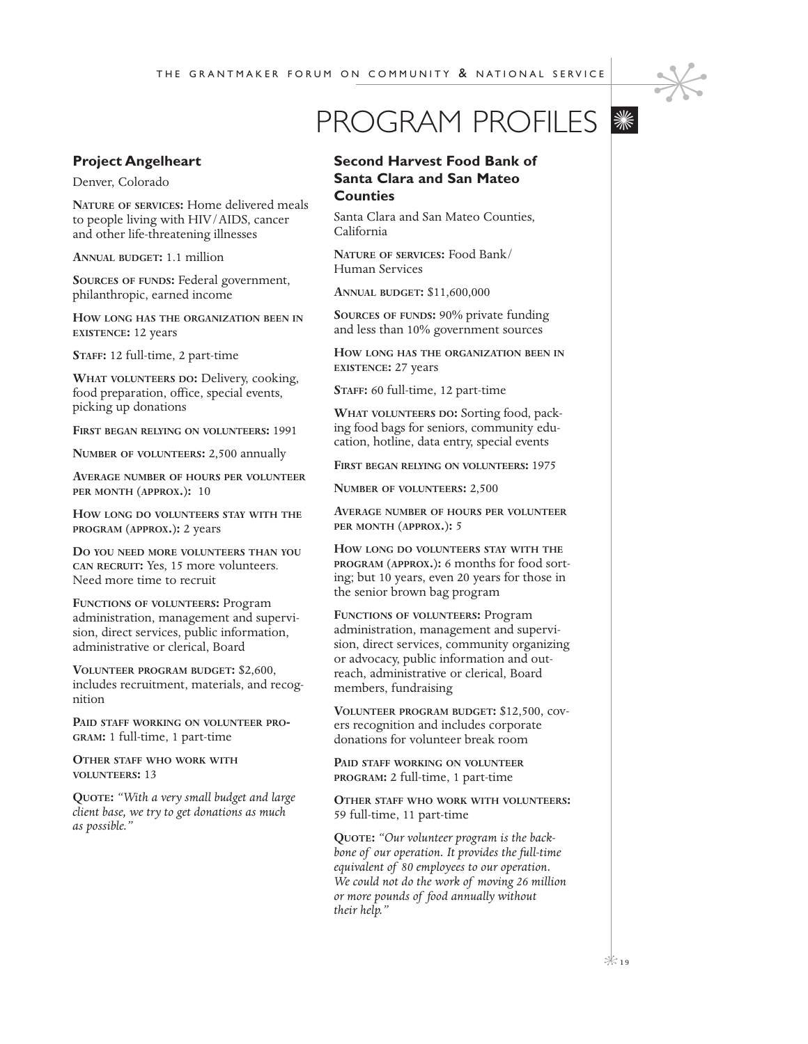# PROGRAM PROFILES

## Project Angelheart

Denver, Colorado

**Nature of services:** Home delivered meals to people living with HIV/AIDS, cancer and other life-threatening illnesses

**Annual budget:** 1.1 million

**Sources of funds:** Federal government, philanthropic, earned income

**How long has the organization been in existence:** 12 years

**Staff:** 12 full-time, 2 part-time

**What volunteers do:** Delivery, cooking, food preparation, office, special events, picking up donations

**First began relying on volunteers:** 1991

**Number of volunteers:** 2,500 annually

**Average number of hours per volunteer per month (approx.):** 10

**How long do volunteers stay with the program (approx.):** 2 years

**Do you need more volunteers than you can recruit:** Yes, 15 more volunteers. Need more time to recruit

**Functions of volunteers:** Program administration, management and supervision, direct services, public information, administrative or clerical, Board

**Volunteer program budget:** $2,600, includes recruitment, materials, and recognition

**Paid staff working on volunteer program:** 1 full-time, 1 part-time

**Other staff who work with volunteers:** 13

**Quote:** *"With a very small budget and large client base, we try to get donations as much as possible."*

## Second Harvest Food Bank of Santa Clara and San Mateo Counties

Santa Clara and San Mateo Counties, California

**Nature of services:** Food Bank/Human Services

**Annual budget:** $11,600,000

**Sources of funds:** 90% private funding and less than 10% government sources

**How long has the organization been in existence:** 27 years

**Staff:** 60 full-time, 12 part-time

**What volunteers do:** Sorting food, packing food bags for seniors, community education, hotline, data entry, special events

**First began relying on volunteers:** 1975

**Number of volunteers:** 2,500

**Average number of hours per volunteer per month (approx.):** 5

**How long do volunteers stay with the program (approx.):** 6 months for food sorting; but 10 years, even 20 years for those in the senior brown bag program

**Functions of volunteers:** Program administration, management and supervision, direct services, community organizing or advocacy, public information and outreach, administrative or clerical, Board members, fundraising

**Volunteer program budget:** $12,500, covers recognition and includes corporate donations for volunteer break room

**Paid staff working on volunteer program:** 2 full-time, 1 part-time

**Other staff who work with volunteers:** 59 full-time, 11 part-time

**Quote:** *"Our volunteer program is the backbone of our operation. It provides the full-time equivalent of 80 employees to our operation. We could not do the work of moving 26 million or more pounds of food annually without their help."*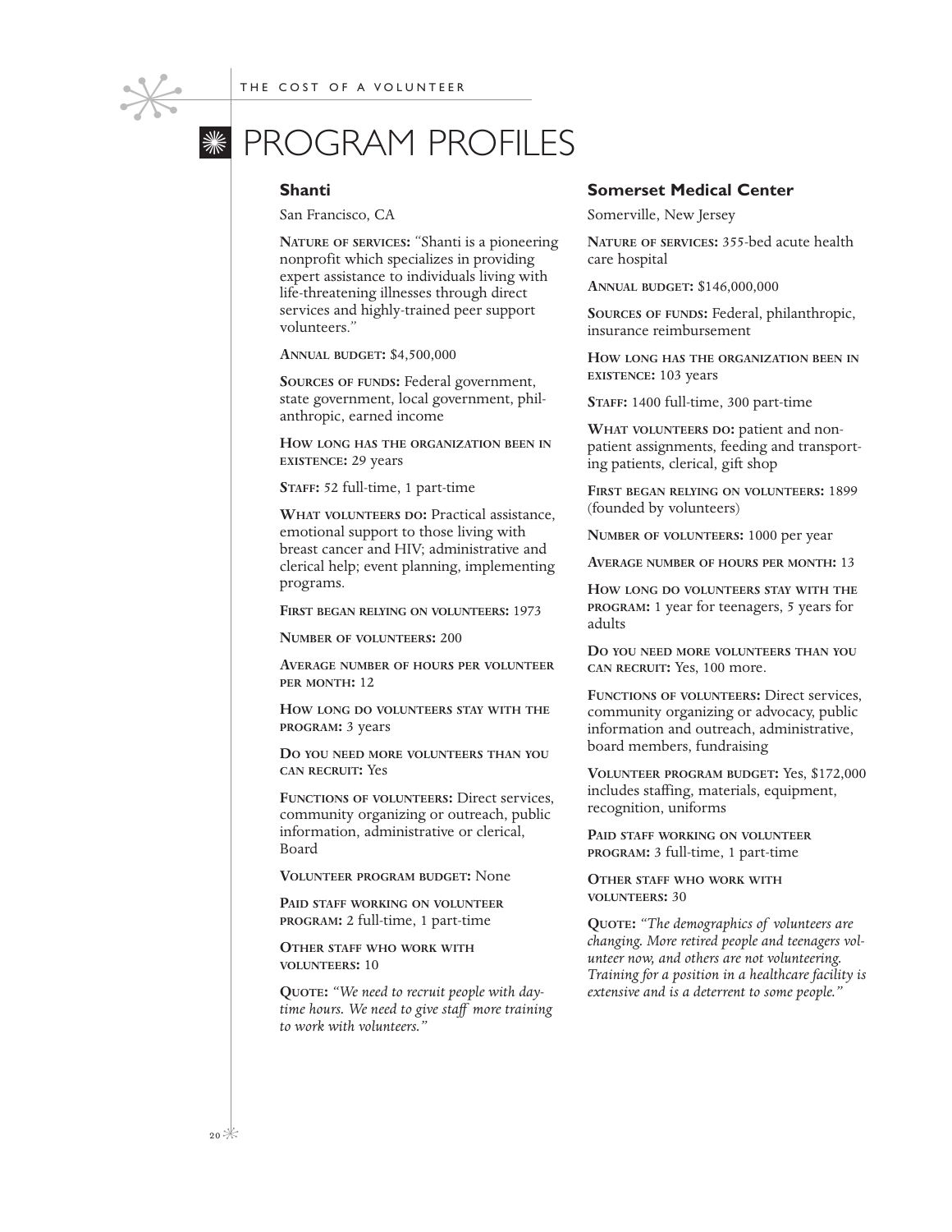# PROGRAM PROFILES

## Shanti

San Francisco, CA

**Nature of services:** "Shanti is a pioneering nonprofit which specializes in providing expert assistance to individuals living with life-threatening illnesses through direct services and highly-trained peer support volunteers."

**Annual budget:** $4,500,000

**Sources of funds:** Federal government, state government, local government, philanthropic, earned income

**How long has the organization been in existence:** 29 years

**Staff:** 52 full-time, 1 part-time

**What volunteers do:** Practical assistance, emotional support to those living with breast cancer and HIV; administrative and clerical help; event planning, implementing programs.

**First began relying on volunteers:** 1973

**Number of volunteers:** 200

**Average number of hours per volunteer per month:** 12

**How long do volunteers stay with the program:** 3 years

**Do you need more volunteers than you can recruit:** Yes

**Functions of volunteers:** Direct services, community organizing or outreach, public information, administrative or clerical, Board

**Volunteer program budget:** None

**Paid staff working on volunteer program:** 2 full-time, 1 part-time

**Other staff who work with volunteers:** 10

**Quote:** *"We need to recruit people with daytime hours. We need to give staff more training to work with volunteers."*

## Somerset Medical Center

Somerville, New Jersey

**Nature of services:** 355-bed acute health care hospital

**Annual budget:** $146,000,000

**Sources of funds:** Federal, philanthropic, insurance reimbursement

**How long has the organization been in existence:** 103 years

**Staff:** 1400 full-time, 300 part-time

**What volunteers do:** patient and non-patient assignments, feeding and transporting patients, clerical, gift shop

**First began relying on volunteers:** 1899 (founded by volunteers)

**Number of volunteers:** 1000 per year

**Average number of hours per month:** 13

**How long do volunteers stay with the program:** 1 year for teenagers, 5 years for adults

**Do you need more volunteers than you can recruit:** Yes, 100 more.

**Functions of volunteers:** Direct services, community organizing or advocacy, public information and outreach, administrative, board members, fundraising

**Volunteer program budget:** Yes, $172,000 includes staffing, materials, equipment, recognition, uniforms

**Paid staff working on volunteer program:** 3 full-time, 1 part-time

**Other staff who work with volunteers:** 30

**Quote:** *"The demographics of volunteers are changing. More retired people and teenagers volunteer now, and others are not volunteering. Training for a position in a healthcare facility is extensive and is a deterrent to some people."*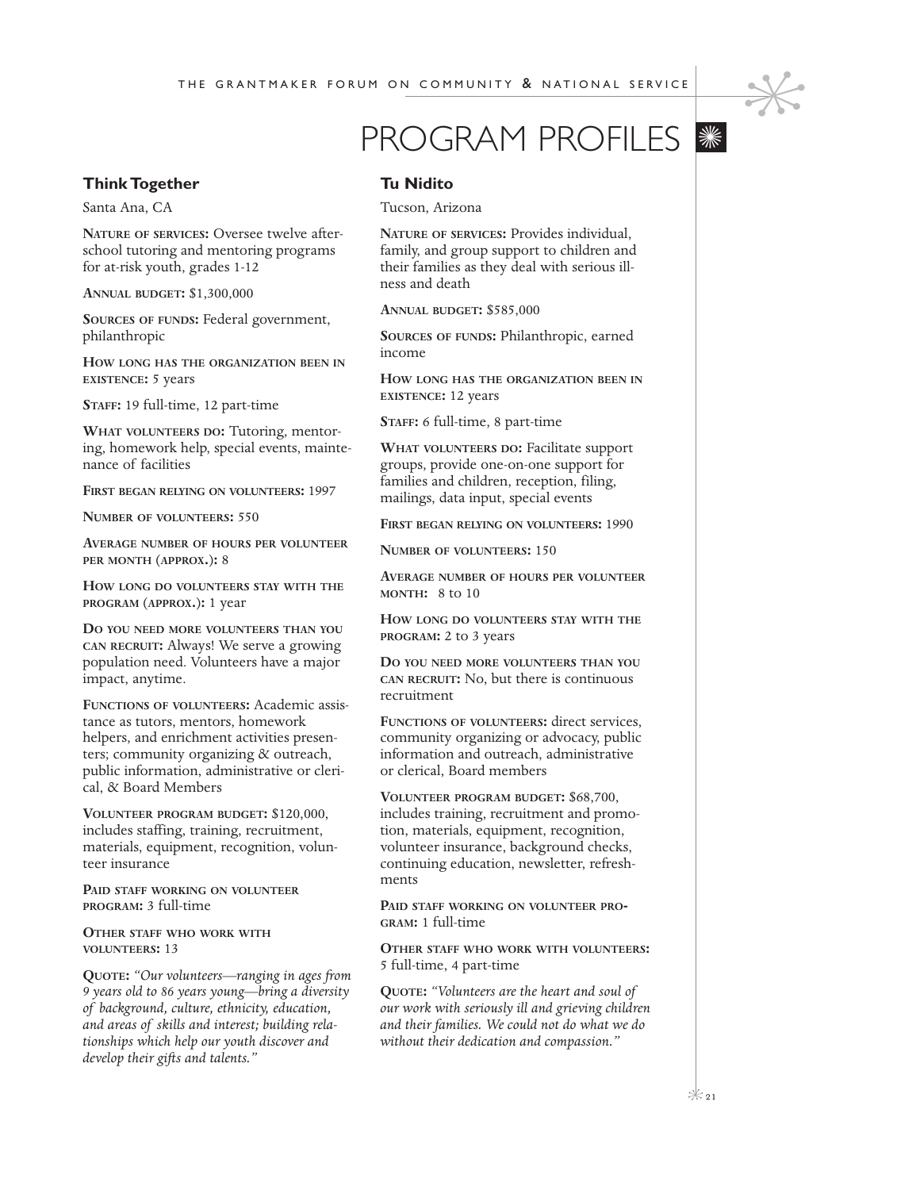# PROGRAM PROFILES

## Think Together

Santa Ana, CA

**Nature of services:** Oversee twelve after-school tutoring and mentoring programs for at-risk youth, grades 1-12

**Annual budget:** $1,300,000

**Sources of funds:** Federal government, philanthropic

**How long has the organization been in existence:** 5 years

**Staff:** 19 full-time, 12 part-time

**What volunteers do:** Tutoring, mentoring, homework help, special events, maintenance of facilities

**First began relying on volunteers:** 1997

**Number of volunteers:** 550

**Average number of hours per volunteer per month (approx.):** 8

**How long do volunteers stay with the program (approx.):** 1 year

**Do you need more volunteers than you can recruit:** Always! We serve a growing population need. Volunteers have a major impact, anytime.

**Functions of volunteers:** Academic assistance as tutors, mentors, homework helpers, and enrichment activities presenters; community organizing & outreach, public information, administrative or clerical, & Board Members

**Volunteer program budget:** $120,000, includes staffing, training, recruitment, materials, equipment, recognition, volunteer insurance

**Paid staff working on volunteer program:** 3 full-time

**Other staff who work with volunteers:** 13

**Quote:** *"Our volunteers—ranging in ages from 9 years old to 86 years young—bring a diversity of background, culture, ethnicity, education, and areas of skills and interest; building relationships which help our youth discover and develop their gifts and talents."*

## Tu Nidito

Tucson, Arizona

**Nature of services:** Provides individual, family, and group support to children and their families as they deal with serious illness and death

**Annual budget:** $585,000

**Sources of funds:** Philanthropic, earned income

**How long has the organization been in existence:** 12 years

**Staff:** 6 full-time, 8 part-time

**What volunteers do:** Facilitate support groups, provide one-on-one support for families and children, reception, filing, mailings, data input, special events

**First began relying on volunteers:** 1990

**Number of volunteers:** 150

**Average number of hours per volunteer month:** 8 to 10

**How long do volunteers stay with the program:** 2 to 3 years

**Do you need more volunteers than you can recruit:** No, but there is continuous recruitment

**Functions of volunteers:** direct services, community organizing or advocacy, public information and outreach, administrative or clerical, Board members

**Volunteer program budget:** $68,700, includes training, recruitment and promotion, materials, equipment, recognition, volunteer insurance, background checks, continuing education, newsletter, refreshments

**Paid staff working on volunteer program:** 1 full-time

**Other staff who work with volunteers:** 5 full-time, 4 part-time

**Quote:** *"Volunteers are the heart and soul of our work with seriously ill and grieving children and their families. We could not do what we do without their dedication and compassion."*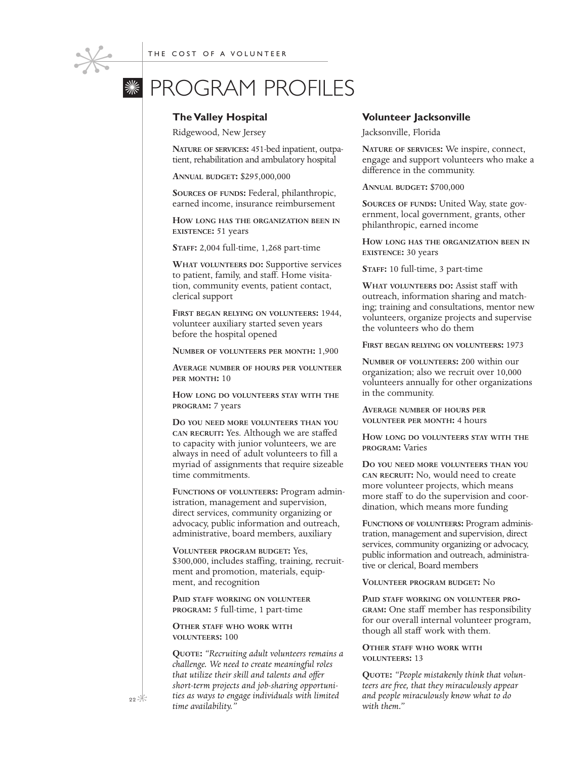# PROGRAM PROFILES

## The Valley Hospital

Ridgewood, New Jersey

**Nature of services:** 451-bed inpatient, outpatient, rehabilitation and ambulatory hospital

**Annual budget:** $295,000,000

**Sources of funds:** Federal, philanthropic, earned income, insurance reimbursement

**How long has the organization been in existence:** 51 years

**Staff:** 2,004 full-time, 1,268 part-time

**What volunteers do:** Supportive services to patient, family, and staff. Home visitation, community events, patient contact, clerical support

**First began relying on volunteers:** 1944, volunteer auxiliary started seven years before the hospital opened

**Number of volunteers per month:** 1,900

**Average number of hours per volunteer per month:** 10

**How long do volunteers stay with the program:** 7 years

**Do you need more volunteers than you can recruit:** Yes. Although we are staffed to capacity with junior volunteers, we are always in need of adult volunteers to fill a myriad of assignments that require sizeable time commitments.

**Functions of volunteers:** Program administration, management and supervision, direct services, community organizing or advocacy, public information and outreach, administrative, board members, auxiliary

**Volunteer program budget:** Yes, $300,000, includes staffing, training, recruitment and promotion, materials, equipment, and recognition

**Paid staff working on volunteer program:** 5 full-time, 1 part-time

**Other staff who work with volunteers:** 100

**Quote:** *"Recruiting adult volunteers remains a challenge. We need to create meaningful roles that utilize their skill and talents and offer short-term projects and job-sharing opportunities as ways to engage individuals with limited time availability."*

## Volunteer Jacksonville

Jacksonville, Florida

**Nature of services:** We inspire, connect, engage and support volunteers who make a difference in the community.

**Annual budget:** $700,000

**Sources of funds:** United Way, state government, local government, grants, other philanthropic, earned income

**How long has the organization been in existence:** 30 years

**Staff:** 10 full-time, 3 part-time

**What volunteers do:** Assist staff with outreach, information sharing and matching; training and consultations, mentor new volunteers, organize projects and supervise the volunteers who do them

**First began relying on volunteers:** 1973

**Number of volunteers:** 200 within our organization; also we recruit over 10,000 volunteers annually for other organizations in the community.

**Average number of hours per volunteer per month:** 4 hours

**How long do volunteers stay with the program:** Varies

**Do you need more volunteers than you can recruit:** No, would need to create more volunteer projects, which means more staff to do the supervision and coordination, which means more funding

**Functions of volunteers:** Program administration, management and supervision, direct services, community organizing or advocacy, public information and outreach, administrative or clerical, Board members

**Volunteer program budget:** No

**Paid staff working on volunteer program:** One staff member has responsibility for our overall internal volunteer program, though all staff work with them.

**Other staff who work with volunteers:** 13

**Quote:** *"People mistakenly think that volunteers are free, that they miraculously appear and people miraculously know what to do with them."*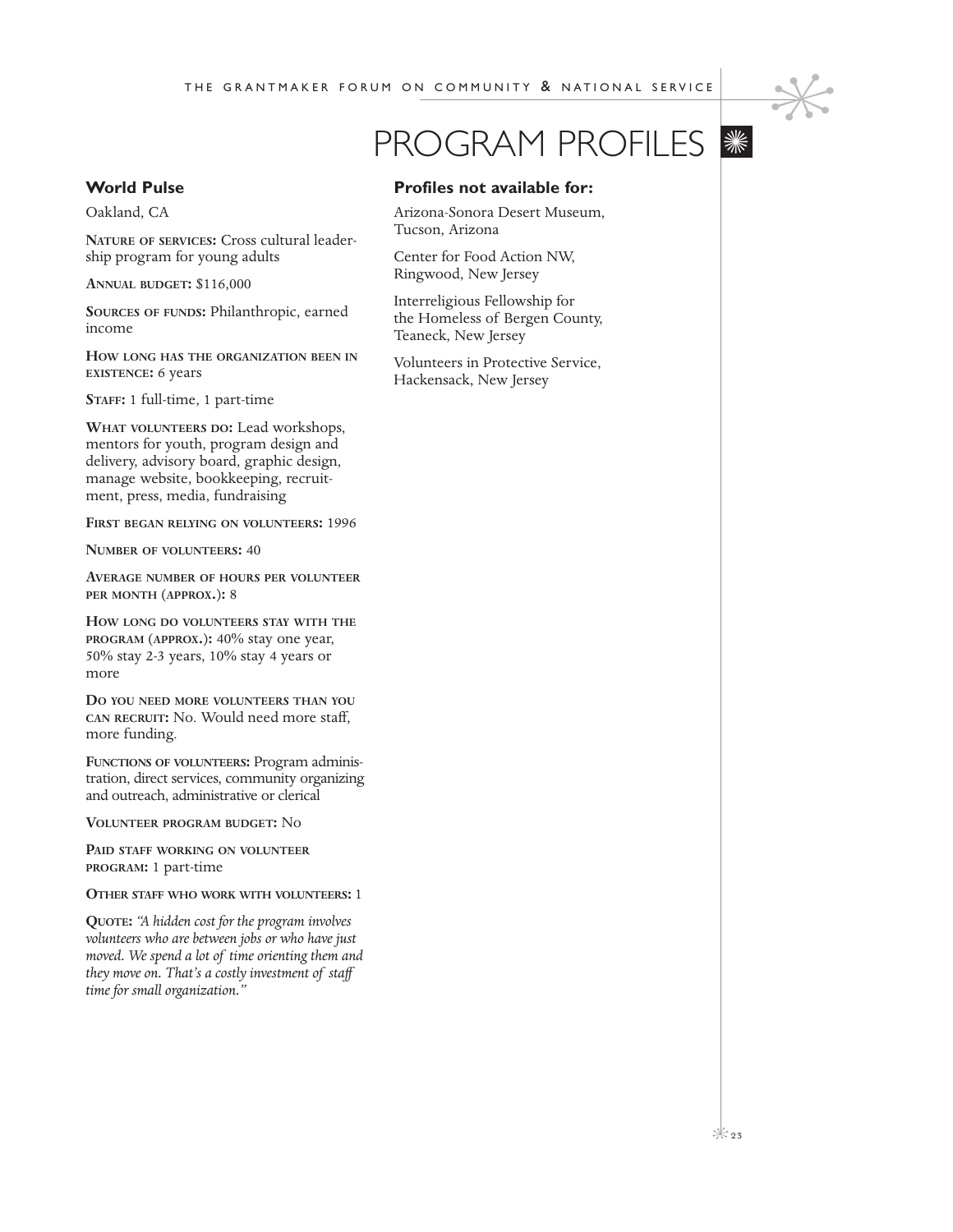# PROGRAM PROFILES

### World Pulse

Oakland, CA

**Nature of services:** Cross cultural leadership program for young adults

**Annual budget:** $116,000

**Sources of funds:** Philanthropic, earned income

**How long has the organization been in existence:** 6 years

**Staff:** 1 full-time, 1 part-time

**What volunteers do:** Lead workshops, mentors for youth, program design and delivery, advisory board, graphic design, manage website, bookkeeping, recruitment, press, media, fundraising

**First began relying on volunteers:** 1996

**Number of volunteers:** 40

**Average number of hours per volunteer per month (approx.):** 8

**How long do volunteers stay with the program (approx.):** 40% stay one year, 50% stay 2-3 years, 10% stay 4 years or more

**Do you need more volunteers than you can recruit:** No. Would need more staff, more funding.

**Functions of volunteers:** Program administration, direct services, community organizing and outreach, administrative or clerical

**Volunteer program budget:** No

**Paid staff working on volunteer program:** 1 part-time

**Other staff who work with volunteers:** 1

**Quote:** *"A hidden cost for the program involves volunteers who are between jobs or who have just moved. We spend a lot of time orienting them and they move on. That's a costly investment of staff time for small organization."*

### Profiles not available for:

Arizona-Sonora Desert Museum, Tucson, Arizona

Center for Food Action NW, Ringwood, New Jersey

Interreligious Fellowship for the Homeless of Bergen County, Teaneck, New Jersey

Volunteers in Protective Service, Hackensack, New Jersey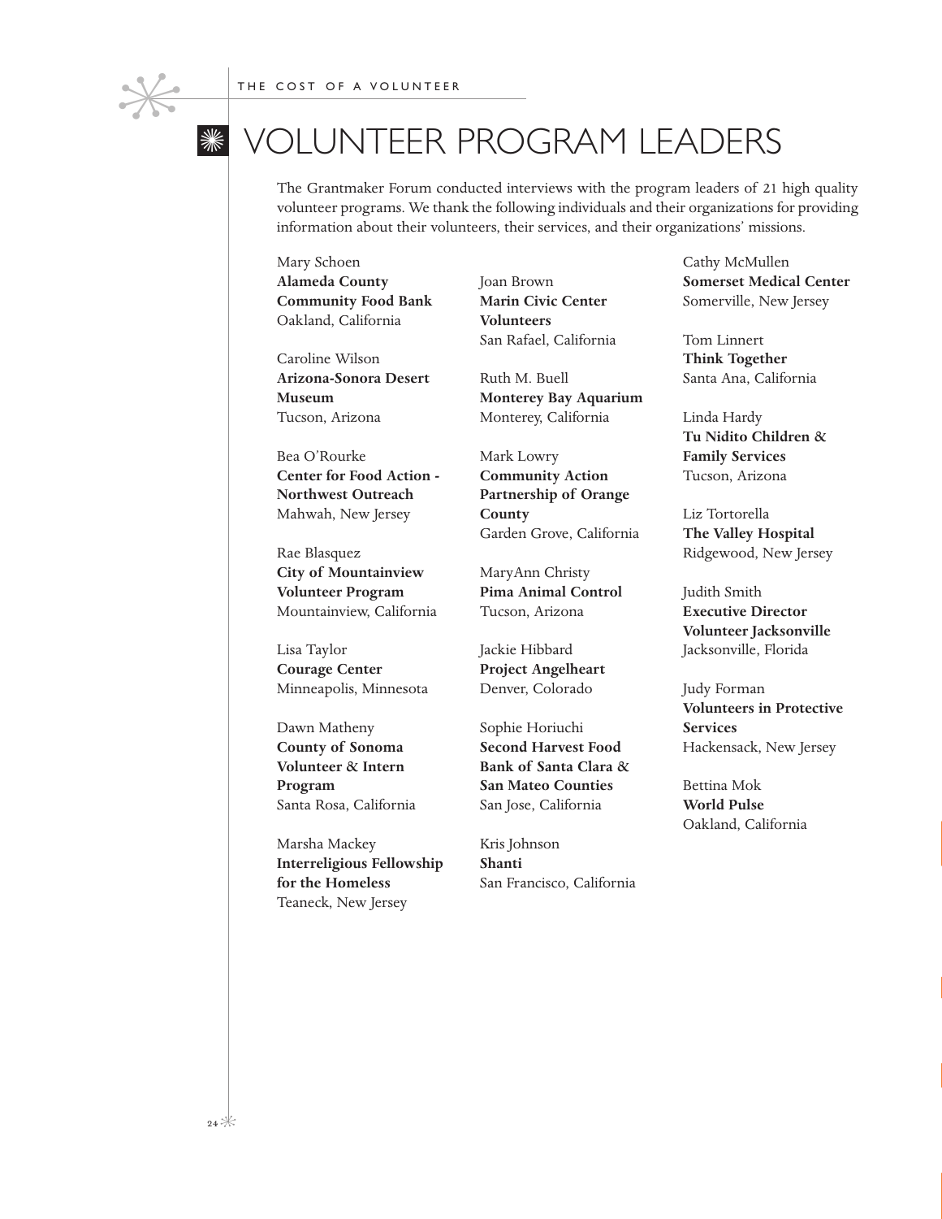# VOLUNTEER PROGRAM LEADERS

The Grantmaker Forum conducted interviews with the program leaders of 21 high quality volunteer programs. We thank the following individuals and their organizations for providing information about their volunteers, their services, and their organizations' missions.

Mary Schoen
**Alameda County Community Food Bank**
Oakland, California

Caroline Wilson
**Arizona-Sonora Desert Museum**
Tucson, Arizona

Bea O'Rourke
**Center for Food Action - Northwest Outreach**
Mahwah, New Jersey

Rae Blasquez
**City of Mountainview Volunteer Program**
Mountainview, California

Lisa Taylor
**Courage Center**
Minneapolis, Minnesota

Dawn Matheny
**County of Sonoma Volunteer & Intern Program**
Santa Rosa, California

Marsha Mackey
**Interreligious Fellowship for the Homeless**
Teaneck, New Jersey

Joan Brown
**Marin Civic Center Volunteers**
San Rafael, California

Ruth M. Buell
**Monterey Bay Aquarium**
Monterey, California

Mark Lowry
**Community Action Partnership of Orange County**
Garden Grove, California

MaryAnn Christy
**Pima Animal Control**
Tucson, Arizona

Jackie Hibbard
**Project Angelheart**
Denver, Colorado

Sophie Horiuchi
**Second Harvest Food Bank of Santa Clara & San Mateo Counties**
San Jose, California

Kris Johnson
**Shanti**
San Francisco, California

Cathy McMullen
**Somerset Medical Center**
Somerville, New Jersey

Tom Linnert
**Think Together**
Santa Ana, California

Linda Hardy
**Tu Nidito Children & Family Services**
Tucson, Arizona

Liz Tortorella
**The Valley Hospital**
Ridgewood, New Jersey

Judith Smith
**Executive Director Volunteer Jacksonville**
Jacksonville, Florida

Judy Forman
**Volunteers in Protective Services**
Hackensack, New Jersey

Bettina Mok
**World Pulse**
Oakland, California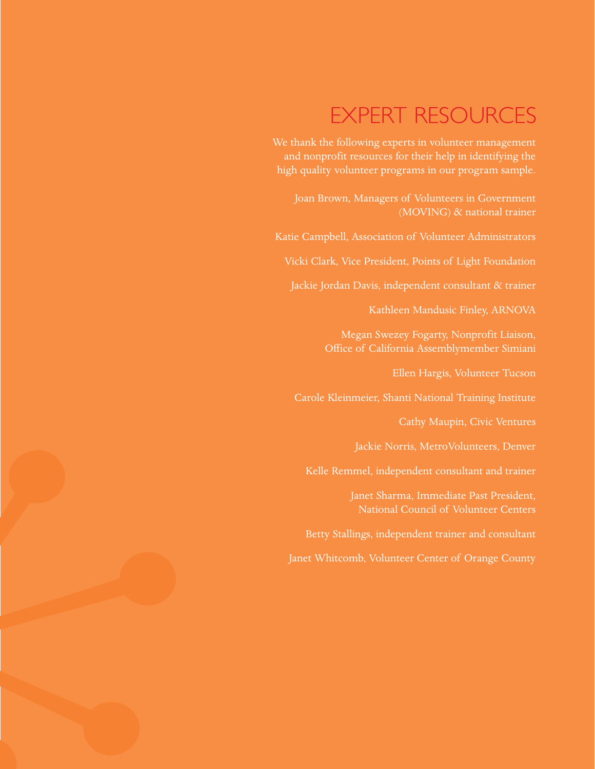# EXPERT RESOURCES

We thank the following experts in volunteer management and nonprofit resources for their help in identifying the high quality volunteer programs in our program sample.

Joan Brown, Managers of Volunteers in Government (MOVING) & national trainer

Katie Campbell, Association of Volunteer Administrators

Vicki Clark, Vice President, Points of Light Foundation

Jackie Jordan Davis, independent consultant & trainer

Kathleen Mandusic Finley, ARNOVA

Megan Swezey Fogarty, Nonprofit Liaison, Office of California Assemblymember Simiani

Ellen Hargis, Volunteer Tucson

Carole Kleinmeier, Shanti National Training Institute

Cathy Maupin, Civic Ventures

Jackie Norris, MetroVolunteers, Denver

Kelle Remmel, independent consultant and trainer

Janet Sharma, Immediate Past President, National Council of Volunteer Centers

Betty Stallings, independent trainer and consultant

Janet Whitcomb, Volunteer Center of Orange County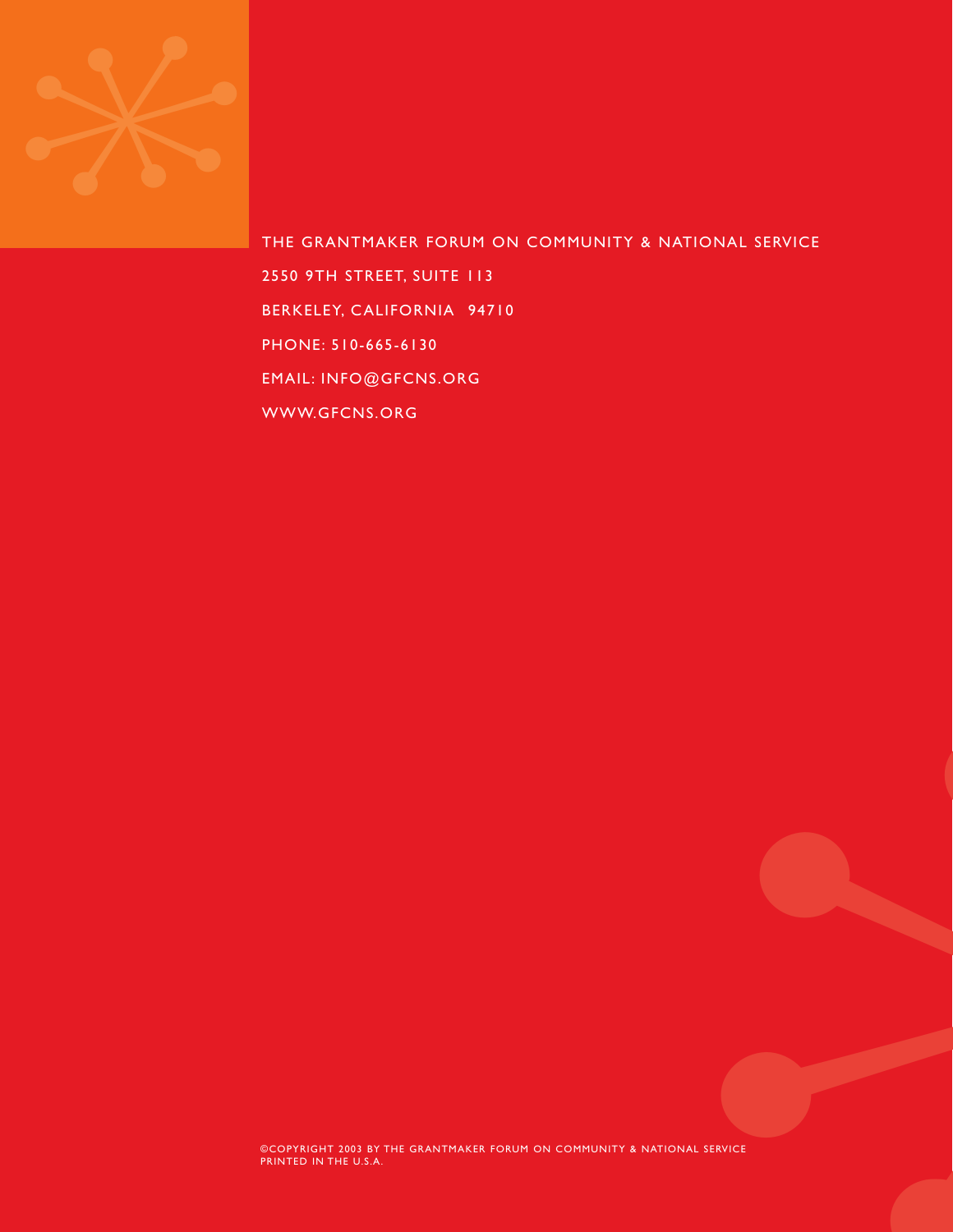THE GRANTMAKER FORUM ON COMMUNITY & NATIONAL SERVICE

2550 9TH STREET, SUITE 113

BERKELEY, CALIFORNIA 94710

PHONE: 510-665-6130

EMAIL: INFO@GFCNS.ORG

WWW.GFCNS.ORG

©COPYRIGHT 2003 BY THE GRANTMAKER FORUM ON COMMUNITY & NATIONAL SERVICE
PRINTED IN THE U.S.A.